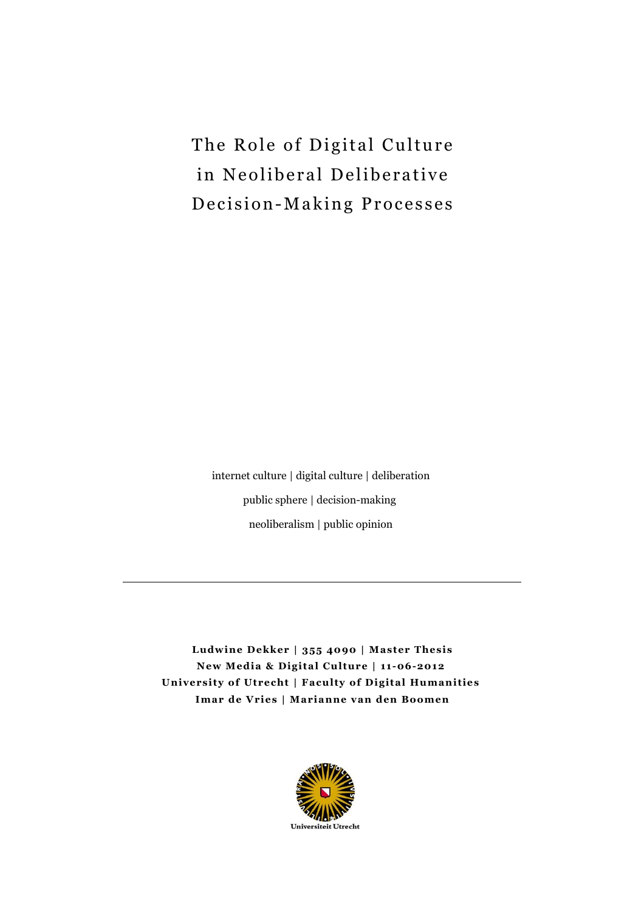# The Role of Digital Culture in Neoliberal Deliberative Decision-Making Processes

internet culture | digital culture | deliberation

public sphere | decision-making

neoliberalism | public opinion

---

**Ludwine Dekker | 355 4090 | Master Thesis**

**New Media & Digital Culture | 11-06-2012**

**University of Utrecht | Faculty of Digital Humanities**

**Imar de Vries | Marianne van den Boomen**

Universiteit Utrecht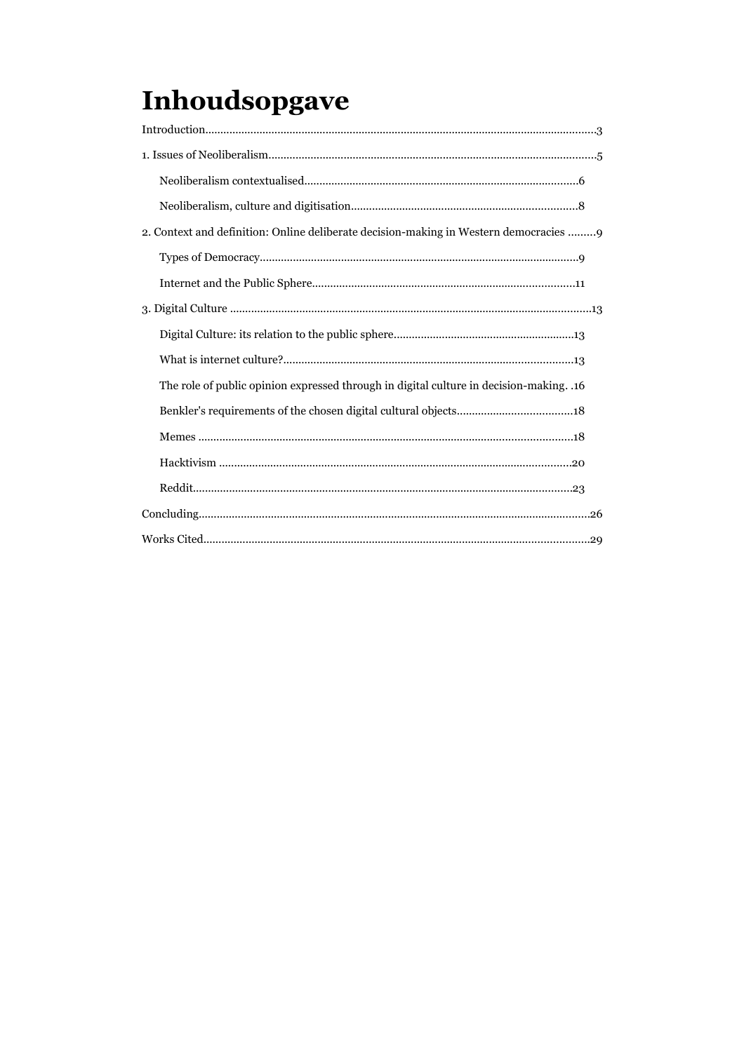# Inhoudsopgave

Introduction....................................................................................................................................3

1. Issues of Neoliberalism...............................................................................................................5

    Neoliberalism contextualised...........................................................................................6

    Neoliberalism, culture and digitisation.............................................................................8

2. Context and definition: Online deliberate decision-making in Western democracies .........9

    Types of Democracy...........................................................................................................9

    Internet and the Public Sphere.........................................................................................11

3. Digital Culture ..........................................................................................................................13

    Digital Culture: its relation to the public sphere..............................................................13

    What is internet culture?...................................................................................................13

    The role of public opinion expressed through in digital culture in decision-making. .16

    Benkler's requirements of the chosen digital cultural objects........................................18

    Memes ...............................................................................................................................18

    Hacktivism .........................................................................................................................20

    Reddit..................................................................................................................................23

Concluding.................................................................................................................................26

Works Cited................................................................................................................................29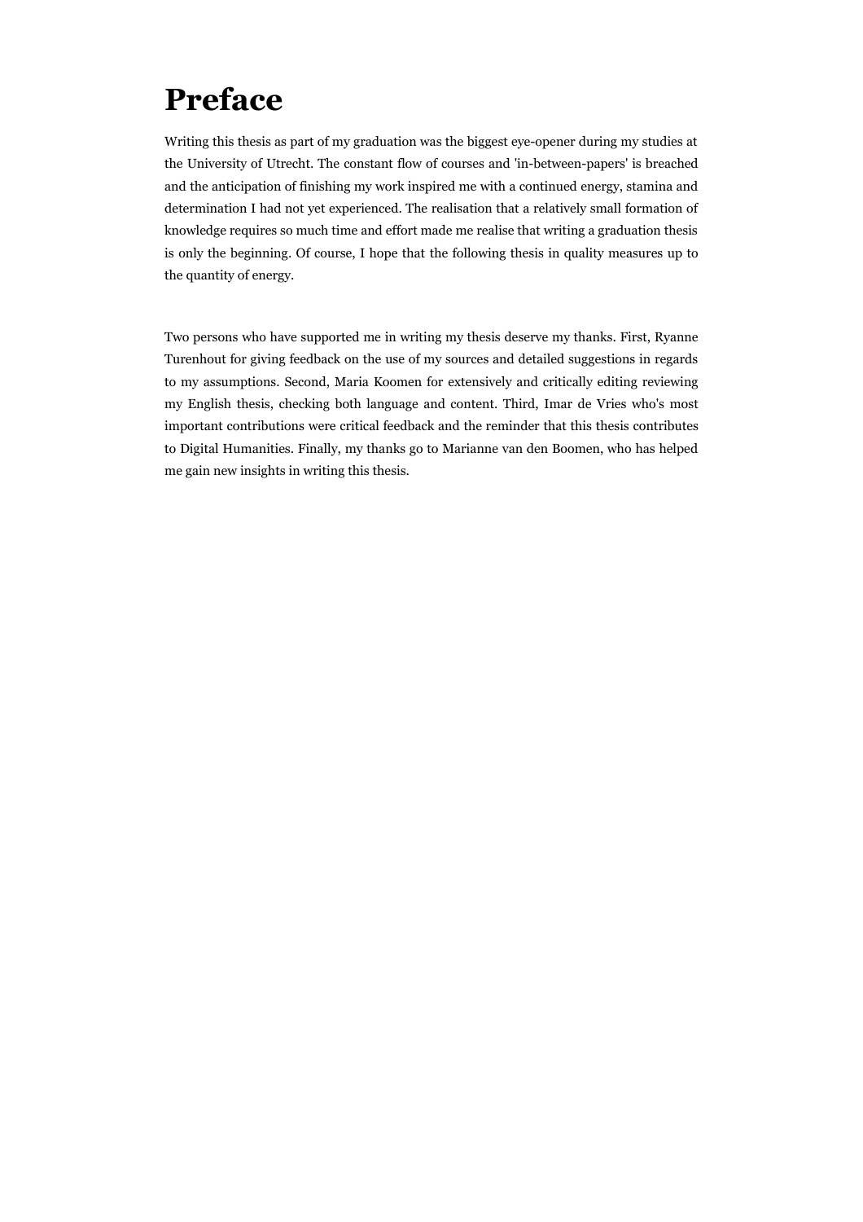# Preface

Writing this thesis as part of my graduation was the biggest eye-opener during my studies at the University of Utrecht. The constant flow of courses and 'in-between-papers' is breached and the anticipation of finishing my work inspired me with a continued energy, stamina and determination I had not yet experienced. The realisation that a relatively small formation of knowledge requires so much time and effort made me realise that writing a graduation thesis is only the beginning. Of course, I hope that the following thesis in quality measures up to the quantity of energy.

Two persons who have supported me in writing my thesis deserve my thanks. First, Ryanne Turenhout for giving feedback on the use of my sources and detailed suggestions in regards to my assumptions. Second, Maria Koomen for extensively and critically editing reviewing my English thesis, checking both language and content. Third, Imar de Vries who's most important contributions were critical feedback and the reminder that this thesis contributes to Digital Humanities. Finally, my thanks go to Marianne van den Boomen, who has helped me gain new insights in writing this thesis.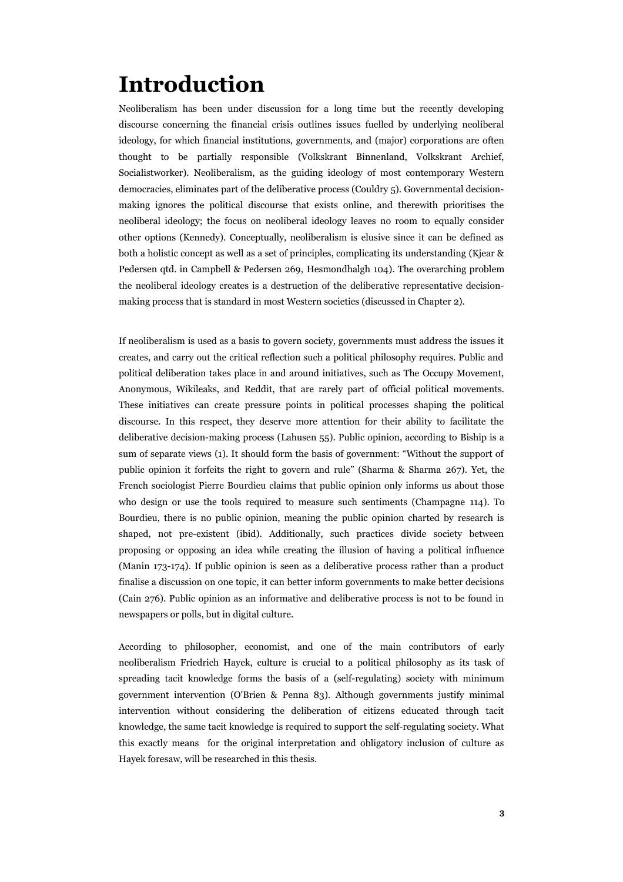# Introduction

Neoliberalism has been under discussion for a long time but the recently developing discourse concerning the financial crisis outlines issues fuelled by underlying neoliberal ideology, for which financial institutions, governments, and (major) corporations are often thought to be partially responsible (Volkskrant Binnenland, Volkskrant Archief, Socialistworker). Neoliberalism, as the guiding ideology of most contemporary Western democracies, eliminates part of the deliberative process (Couldry 5). Governmental decision-making ignores the political discourse that exists online, and therewith prioritises the neoliberal ideology; the focus on neoliberal ideology leaves no room to equally consider other options (Kennedy). Conceptually, neoliberalism is elusive since it can be defined as both a holistic concept as well as a set of principles, complicating its understanding (Kjear & Pedersen qtd. in Campbell & Pedersen 269, Hesmondhalgh 104). The overarching problem the neoliberal ideology creates is a destruction of the deliberative representative decision-making process that is standard in most Western societies (discussed in Chapter 2).

If neoliberalism is used as a basis to govern society, governments must address the issues it creates, and carry out the critical reflection such a political philosophy requires. Public and political deliberation takes place in and around initiatives, such as The Occupy Movement, Anonymous, Wikileaks, and Reddit, that are rarely part of official political movements. These initiatives can create pressure points in political processes shaping the political discourse. In this respect, they deserve more attention for their ability to facilitate the deliberative decision-making process (Lahusen 55). Public opinion, according to Biship is a sum of separate views (1). It should form the basis of government: "Without the support of public opinion it forfeits the right to govern and rule" (Sharma & Sharma 267). Yet, the French sociologist Pierre Bourdieu claims that public opinion only informs us about those who design or use the tools required to measure such sentiments (Champagne 114). To Bourdieu, there is no public opinion, meaning the public opinion charted by research is shaped, not pre-existent (ibid). Additionally, such practices divide society between proposing or opposing an idea while creating the illusion of having a political influence (Manin 173-174). If public opinion is seen as a deliberative process rather than a product finalise a discussion on one topic, it can better inform governments to make better decisions (Cain 276). Public opinion as an informative and deliberative process is not to be found in newspapers or polls, but in digital culture.

According to philosopher, economist, and one of the main contributors of early neoliberalism Friedrich Hayek, culture is crucial to a political philosophy as its task of spreading tacit knowledge forms the basis of a (self-regulating) society with minimum government intervention (O'Brien & Penna 83). Although governments justify minimal intervention without considering the deliberation of citizens educated through tacit knowledge, the same tacit knowledge is required to support the self-regulating society. What this exactly means for the original interpretation and obligatory inclusion of culture as Hayek foresaw, will be researched in this thesis.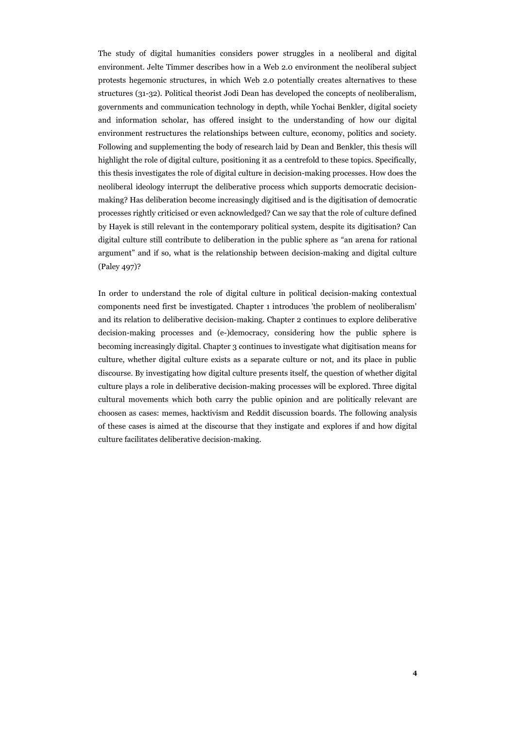The study of digital humanities considers power struggles in a neoliberal and digital environment. Jelte Timmer describes how in a Web 2.0 environment the neoliberal subject protests hegemonic structures, in which Web 2.0 potentially creates alternatives to these structures (31-32). Political theorist Jodi Dean has developed the concepts of neoliberalism, governments and communication technology in depth, while Yochai Benkler, digital society and information scholar, has offered insight to the understanding of how our digital environment restructures the relationships between culture, economy, politics and society. Following and supplementing the body of research laid by Dean and Benkler, this thesis will highlight the role of digital culture, positioning it as a centrefold to these topics. Specifically, this thesis investigates the role of digital culture in decision-making processes. How does the neoliberal ideology interrupt the deliberative process which supports democratic decision-making? Has deliberation become increasingly digitised and is the digitisation of democratic processes rightly criticised or even acknowledged? Can we say that the role of culture defined by Hayek is still relevant in the contemporary political system, despite its digitisation? Can digital culture still contribute to deliberation in the public sphere as "an arena for rational argument" and if so, what is the relationship between decision-making and digital culture (Paley 497)?

In order to understand the role of digital culture in political decision-making contextual components need first be investigated. Chapter 1 introduces 'the problem of neoliberalism' and its relation to deliberative decision-making. Chapter 2 continues to explore deliberative decision-making processes and (e-)democracy, considering how the public sphere is becoming increasingly digital. Chapter 3 continues to investigate what digitisation means for culture, whether digital culture exists as a separate culture or not, and its place in public discourse. By investigating how digital culture presents itself, the question of whether digital culture plays a role in deliberative decision-making processes will be explored. Three digital cultural movements which both carry the public opinion and are politically relevant are choosen as cases: memes, hacktivism and Reddit discussion boards. The following analysis of these cases is aimed at the discourse that they instigate and explores if and how digital culture facilitates deliberative decision-making.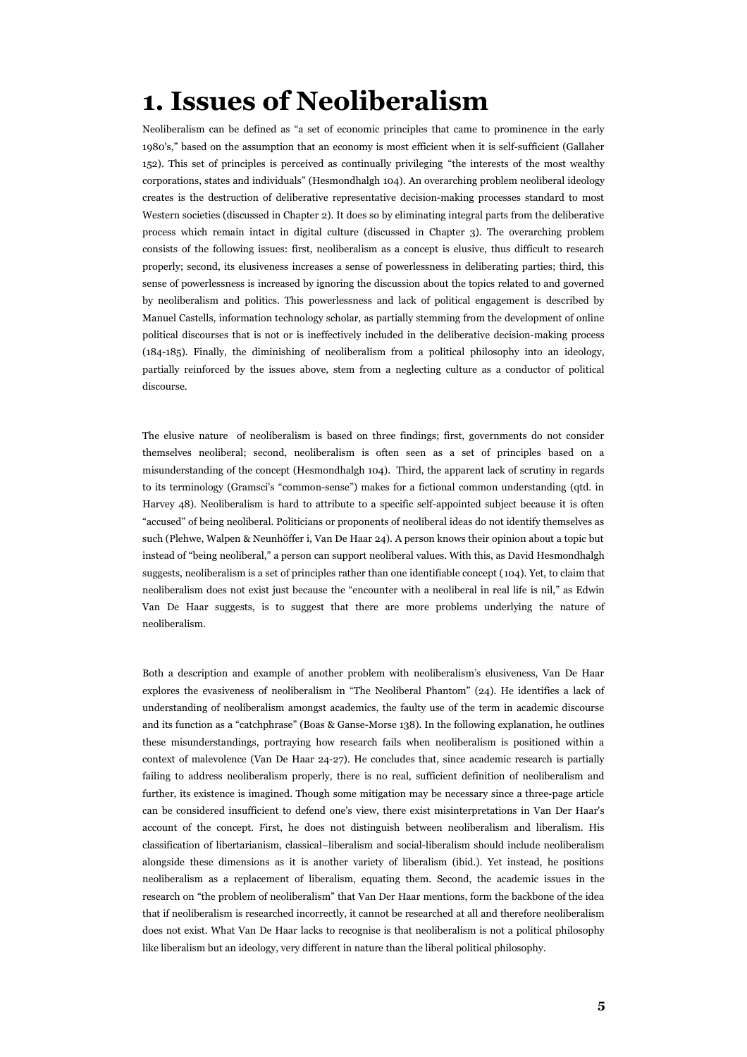# 1. Issues of Neoliberalism

Neoliberalism can be defined as "a set of economic principles that came to prominence in the early 1980's," based on the assumption that an economy is most efficient when it is self-sufficient (Gallaher 152). This set of principles is perceived as continually privileging "the interests of the most wealthy corporations, states and individuals" (Hesmondhalgh 104). An overarching problem neoliberal ideology creates is the destruction of deliberative representative decision-making processes standard to most Western societies (discussed in Chapter 2). It does so by eliminating integral parts from the deliberative process which remain intact in digital culture (discussed in Chapter 3). The overarching problem consists of the following issues: first, neoliberalism as a concept is elusive, thus difficult to research properly; second, its elusiveness increases a sense of powerlessness in deliberating parties; third, this sense of powerlessness is increased by ignoring the discussion about the topics related to and governed by neoliberalism and politics. This powerlessness and lack of political engagement is described by Manuel Castells, information technology scholar, as partially stemming from the development of online political discourses that is not or is ineffectively included in the deliberative decision-making process (184-185). Finally, the diminishing of neoliberalism from a political philosophy into an ideology, partially reinforced by the issues above, stem from a neglecting culture as a conductor of political discourse.

The elusive nature of neoliberalism is based on three findings; first, governments do not consider themselves neoliberal; second, neoliberalism is often seen as a set of principles based on a misunderstanding of the concept (Hesmondhalgh 104). Third, the apparent lack of scrutiny in regards to its terminology (Gramsci's "common-sense") makes for a fictional common understanding (qtd. in Harvey 48). Neoliberalism is hard to attribute to a specific self-appointed subject because it is often "accused" of being neoliberal. Politicians or proponents of neoliberal ideas do not identify themselves as such (Plehwe, Walpen & Neunhöffer i, Van De Haar 24). A person knows their opinion about a topic but instead of "being neoliberal," a person can support neoliberal values. With this, as David Hesmondhalgh suggests, neoliberalism is a set of principles rather than one identifiable concept (104). Yet, to claim that neoliberalism does not exist just because the "encounter with a neoliberal in real life is nil," as Edwin Van De Haar suggests, is to suggest that there are more problems underlying the nature of neoliberalism.

Both a description and example of another problem with neoliberalism's elusiveness, Van De Haar explores the evasiveness of neoliberalism in "The Neoliberal Phantom" (24). He identifies a lack of understanding of neoliberalism amongst academics, the faulty use of the term in academic discourse and its function as a "catchphrase" (Boas & Ganse-Morse 138). In the following explanation, he outlines these misunderstandings, portraying how research fails when neoliberalism is positioned within a context of malevolence (Van De Haar 24-27). He concludes that, since academic research is partially failing to address neoliberalism properly, there is no real, sufficient definition of neoliberalism and further, its existence is imagined. Though some mitigation may be necessary since a three-page article can be considered insufficient to defend one's view, there exist misinterpretations in Van Der Haar's account of the concept. First, he does not distinguish between neoliberalism and liberalism. His classification of libertarianism, classical–liberalism and social-liberalism should include neoliberalism alongside these dimensions as it is another variety of liberalism (ibid.). Yet instead, he positions neoliberalism as a replacement of liberalism, equating them. Second, the academic issues in the research on "the problem of neoliberalism" that Van Der Haar mentions, form the backbone of the idea that if neoliberalism is researched incorrectly, it cannot be researched at all and therefore neoliberalism does not exist. What Van De Haar lacks to recognise is that neoliberalism is not a political philosophy like liberalism but an ideology, very different in nature than the liberal political philosophy.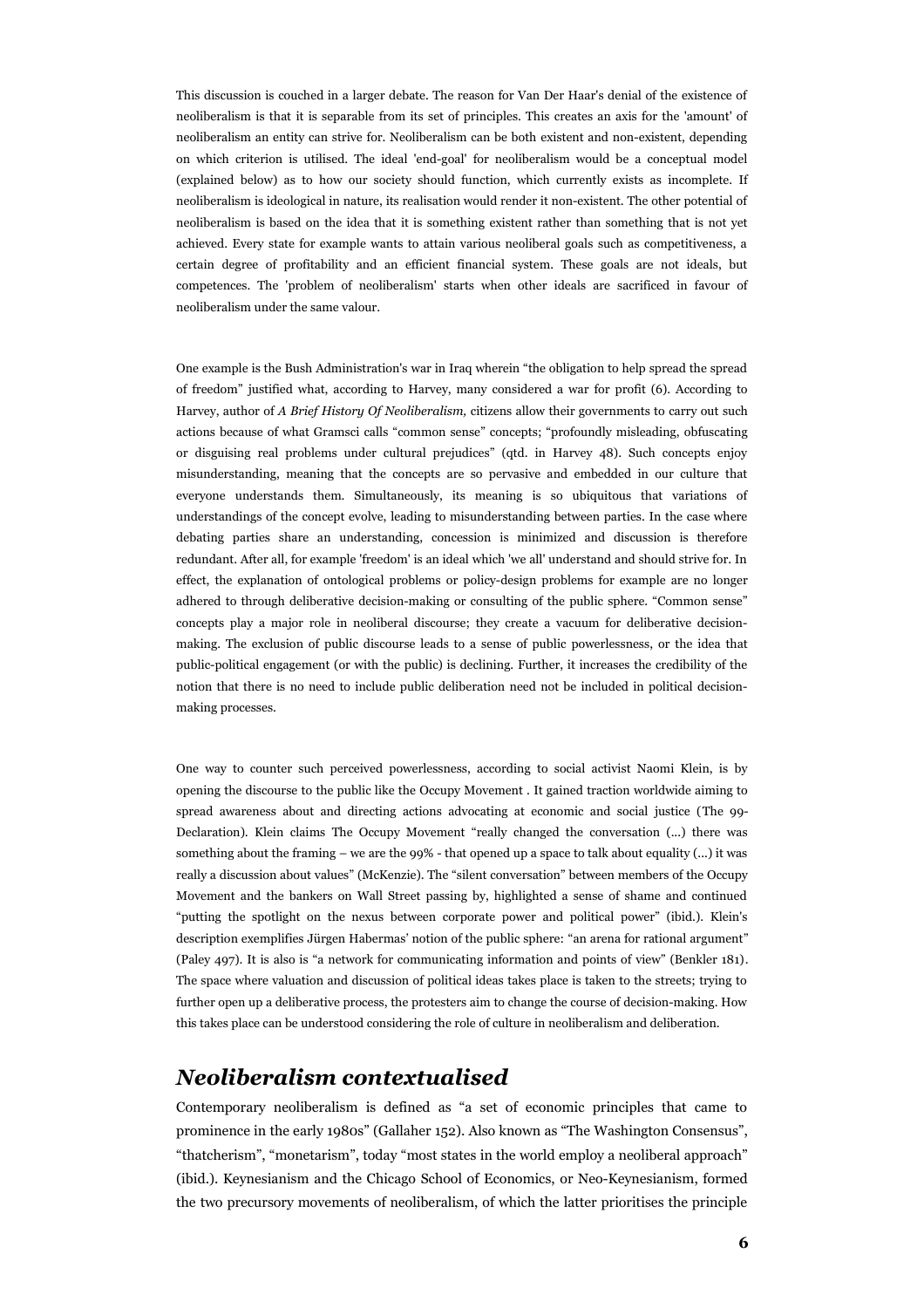This discussion is couched in a larger debate. The reason for Van Der Haar's denial of the existence of neoliberalism is that it is separable from its set of principles. This creates an axis for the 'amount' of neoliberalism an entity can strive for. Neoliberalism can be both existent and non-existent, depending on which criterion is utilised. The ideal 'end-goal' for neoliberalism would be a conceptual model (explained below) as to how our society should function, which currently exists as incomplete. If neoliberalism is ideological in nature, its realisation would render it non-existent. The other potential of neoliberalism is based on the idea that it is something existent rather than something that is not yet achieved. Every state for example wants to attain various neoliberal goals such as competitiveness, a certain degree of profitability and an efficient financial system. These goals are not ideals, but competences. The 'problem of neoliberalism' starts when other ideals are sacrificed in favour of neoliberalism under the same valour.

One example is the Bush Administration's war in Iraq wherein "the obligation to help spread the spread of freedom" justified what, according to Harvey, many considered a war for profit (6). According to Harvey, author of *A Brief History Of Neoliberalism,* citizens allow their governments to carry out such actions because of what Gramsci calls "common sense" concepts; "profoundly misleading, obfuscating or disguising real problems under cultural prejudices" (qtd. in Harvey 48). Such concepts enjoy misunderstanding, meaning that the concepts are so pervasive and embedded in our culture that everyone understands them. Simultaneously, its meaning is so ubiquitous that variations of understandings of the concept evolve, leading to misunderstanding between parties. In the case where debating parties share an understanding, concession is minimized and discussion is therefore redundant. After all, for example 'freedom' is an ideal which 'we all' understand and should strive for. In effect, the explanation of ontological problems or policy-design problems for example are no longer adhered to through deliberative decision-making or consulting of the public sphere. "Common sense" concepts play a major role in neoliberal discourse; they create a vacuum for deliberative decision-making. The exclusion of public discourse leads to a sense of public powerlessness, or the idea that public-political engagement (or with the public) is declining. Further, it increases the credibility of the notion that there is no need to include public deliberation need not be included in political decision-making processes.

One way to counter such perceived powerlessness, according to social activist Naomi Klein, is by opening the discourse to the public like the Occupy Movement . It gained traction worldwide aiming to spread awareness about and directing actions advocating at economic and social justice (The 99-Declaration). Klein claims The Occupy Movement "really changed the conversation (...) there was something about the framing – we are the 99% - that opened up a space to talk about equality (...) it was really a discussion about values" (McKenzie). The "silent conversation" between members of the Occupy Movement and the bankers on Wall Street passing by, highlighted a sense of shame and continued "putting the spotlight on the nexus between corporate power and political power" (ibid.). Klein's description exemplifies Jürgen Habermas' notion of the public sphere: "an arena for rational argument" (Paley 497). It is also is "a network for communicating information and points of view" (Benkler 181). The space where valuation and discussion of political ideas takes place is taken to the streets; trying to further open up a deliberative process, the protesters aim to change the course of decision-making. How this takes place can be understood considering the role of culture in neoliberalism and deliberation.

## *Neoliberalism contextualised*

Contemporary neoliberalism is defined as "a set of economic principles that came to prominence in the early 1980s" (Gallaher 152). Also known as "The Washington Consensus", "thatcherism", "monetarism", today "most states in the world employ a neoliberal approach" (ibid.). Keynesianism and the Chicago School of Economics, or Neo-Keynesianism, formed the two precursory movements of neoliberalism, of which the latter prioritises the principle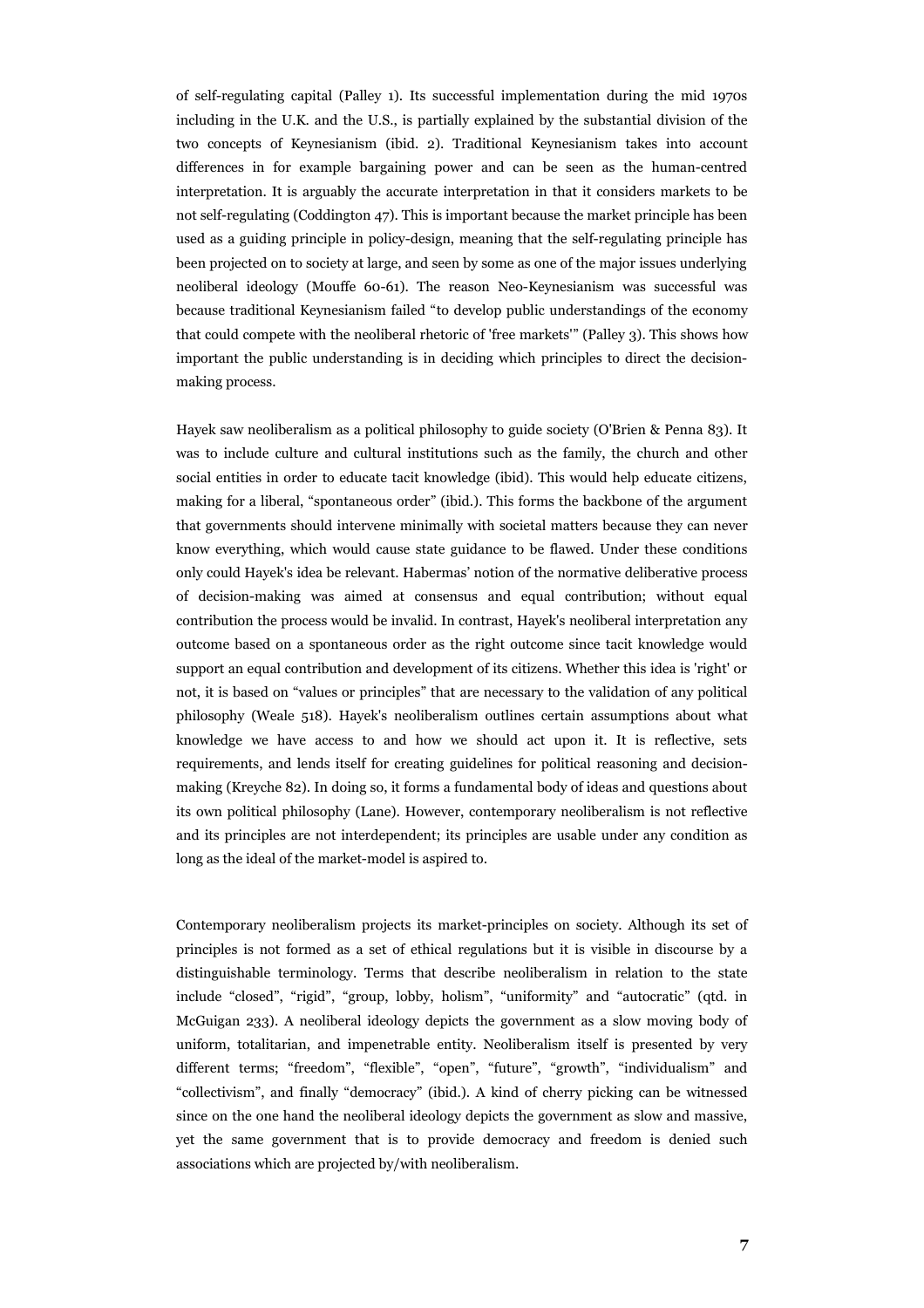of self-regulating capital (Palley 1). Its successful implementation during the mid 1970s including in the U.K. and the U.S., is partially explained by the substantial division of the two concepts of Keynesianism (ibid. 2). Traditional Keynesianism takes into account differences in for example bargaining power and can be seen as the human-centred interpretation. It is arguably the accurate interpretation in that it considers markets to be not self-regulating (Coddington 47). This is important because the market principle has been used as a guiding principle in policy-design, meaning that the self-regulating principle has been projected on to society at large, and seen by some as one of the major issues underlying neoliberal ideology (Mouffe 60-61). The reason Neo-Keynesianism was successful was because traditional Keynesianism failed "to develop public understandings of the economy that could compete with the neoliberal rhetoric of 'free markets'" (Palley 3). This shows how important the public understanding is in deciding which principles to direct the decision-making process.

Hayek saw neoliberalism as a political philosophy to guide society (O'Brien & Penna 83). It was to include culture and cultural institutions such as the family, the church and other social entities in order to educate tacit knowledge (ibid). This would help educate citizens, making for a liberal, "spontaneous order" (ibid.). This forms the backbone of the argument that governments should intervene minimally with societal matters because they can never know everything, which would cause state guidance to be flawed. Under these conditions only could Hayek's idea be relevant. Habermas' notion of the normative deliberative process of decision-making was aimed at consensus and equal contribution; without equal contribution the process would be invalid. In contrast, Hayek's neoliberal interpretation any outcome based on a spontaneous order as the right outcome since tacit knowledge would support an equal contribution and development of its citizens. Whether this idea is 'right' or not, it is based on "values or principles" that are necessary to the validation of any political philosophy (Weale 518). Hayek's neoliberalism outlines certain assumptions about what knowledge we have access to and how we should act upon it. It is reflective, sets requirements, and lends itself for creating guidelines for political reasoning and decision-making (Kreyche 82). In doing so, it forms a fundamental body of ideas and questions about its own political philosophy (Lane). However, contemporary neoliberalism is not reflective and its principles are not interdependent; its principles are usable under any condition as long as the ideal of the market-model is aspired to.

Contemporary neoliberalism projects its market-principles on society. Although its set of principles is not formed as a set of ethical regulations but it is visible in discourse by a distinguishable terminology. Terms that describe neoliberalism in relation to the state include "closed", "rigid", "group, lobby, holism", "uniformity" and "autocratic" (qtd. in McGuigan 233). A neoliberal ideology depicts the government as a slow moving body of uniform, totalitarian, and impenetrable entity. Neoliberalism itself is presented by very different terms; "freedom", "flexible", "open", "future", "growth", "individualism" and "collectivism", and finally "democracy" (ibid.). A kind of cherry picking can be witnessed since on the one hand the neoliberal ideology depicts the government as slow and massive, yet the same government that is to provide democracy and freedom is denied such associations which are projected by/with neoliberalism.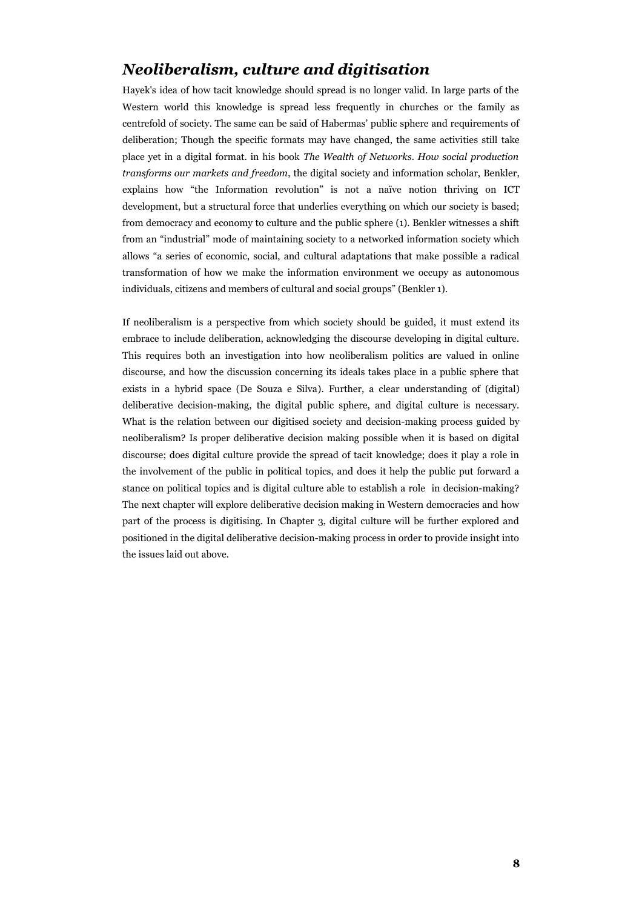## *Neoliberalism, culture and digitisation*

Hayek's idea of how tacit knowledge should spread is no longer valid. In large parts of the Western world this knowledge is spread less frequently in churches or the family as centrefold of society. The same can be said of Habermas' public sphere and requirements of deliberation; Though the specific formats may have changed, the same activities still take place yet in a digital format. in his book *The Wealth of Networks. How social production transforms our markets and freedom*, the digital society and information scholar, Benkler, explains how "the Information revolution" is not a naïve notion thriving on ICT development, but a structural force that underlies everything on which our society is based; from democracy and economy to culture and the public sphere (1). Benkler witnesses a shift from an "industrial" mode of maintaining society to a networked information society which allows "a series of economic, social, and cultural adaptations that make possible a radical transformation of how we make the information environment we occupy as autonomous individuals, citizens and members of cultural and social groups" (Benkler 1).

If neoliberalism is a perspective from which society should be guided, it must extend its embrace to include deliberation, acknowledging the discourse developing in digital culture. This requires both an investigation into how neoliberalism politics are valued in online discourse, and how the discussion concerning its ideals takes place in a public sphere that exists in a hybrid space (De Souza e Silva). Further, a clear understanding of (digital) deliberative decision-making, the digital public sphere, and digital culture is necessary. What is the relation between our digitised society and decision-making process guided by neoliberalism? Is proper deliberative decision making possible when it is based on digital discourse; does digital culture provide the spread of tacit knowledge; does it play a role in the involvement of the public in political topics, and does it help the public put forward a stance on political topics and is digital culture able to establish a role in decision-making? The next chapter will explore deliberative decision making in Western democracies and how part of the process is digitising. In Chapter 3, digital culture will be further explored and positioned in the digital deliberative decision-making process in order to provide insight into the issues laid out above.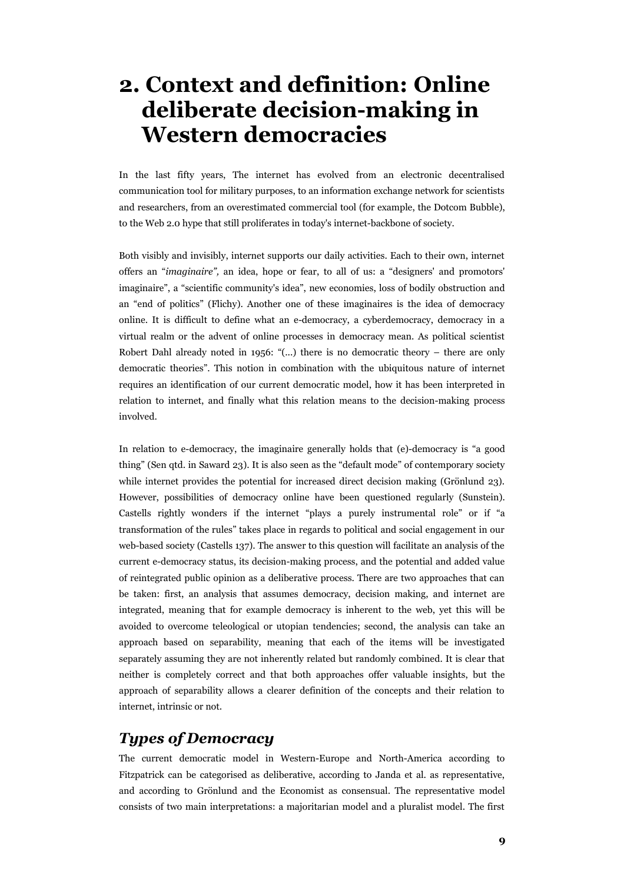# 2. Context and definition: Online deliberate decision-making in Western democracies

In the last fifty years, The internet has evolved from an electronic decentralised communication tool for military purposes, to an information exchange network for scientists and researchers, from an overestimated commercial tool (for example, the Dotcom Bubble), to the Web 2.0 hype that still proliferates in today's internet-backbone of society.

Both visibly and invisibly, internet supports our daily activities. Each to their own, internet offers an "*imaginaire",* an idea, hope or fear, to all of us: a "designers' and promotors' imaginaire", a "scientific community's idea", new economies, loss of bodily obstruction and an "end of politics" (Flichy). Another one of these imaginaires is the idea of democracy online. It is difficult to define what an e-democracy, a cyberdemocracy, democracy in a virtual realm or the advent of online processes in democracy mean. As political scientist Robert Dahl already noted in 1956: "(...) there is no democratic theory – there are only democratic theories". This notion in combination with the ubiquitous nature of internet requires an identification of our current democratic model, how it has been interpreted in relation to internet, and finally what this relation means to the decision-making process involved.

In relation to e-democracy, the imaginaire generally holds that (e)-democracy is "a good thing" (Sen qtd. in Saward 23). It is also seen as the "default mode" of contemporary society while internet provides the potential for increased direct decision making (Grönlund 23). However, possibilities of democracy online have been questioned regularly (Sunstein). Castells rightly wonders if the internet "plays a purely instrumental role" or if "a transformation of the rules" takes place in regards to political and social engagement in our web-based society (Castells 137). The answer to this question will facilitate an analysis of the current e-democracy status, its decision-making process, and the potential and added value of reintegrated public opinion as a deliberative process. There are two approaches that can be taken: first, an analysis that assumes democracy, decision making, and internet are integrated, meaning that for example democracy is inherent to the web, yet this will be avoided to overcome teleological or utopian tendencies; second, the analysis can take an approach based on separability, meaning that each of the items will be investigated separately assuming they are not inherently related but randomly combined. It is clear that neither is completely correct and that both approaches offer valuable insights, but the approach of separability allows a clearer definition of the concepts and their relation to internet, intrinsic or not.

## *Types of Democracy*

The current democratic model in Western-Europe and North-America according to Fitzpatrick can be categorised as deliberative, according to Janda et al. as representative, and according to Grönlund and the Economist as consensual. The representative model consists of two main interpretations: a majoritarian model and a pluralist model. The first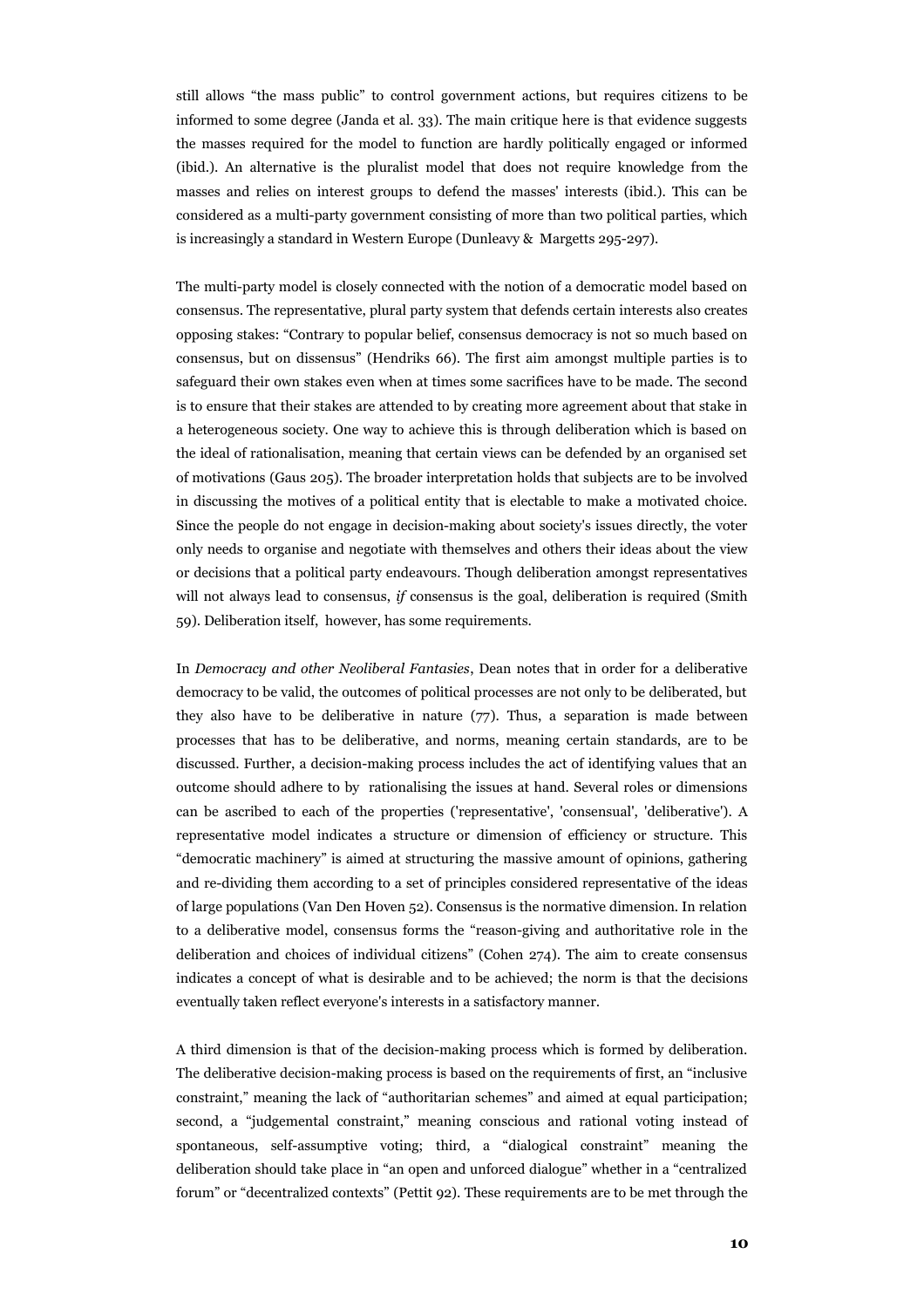still allows "the mass public" to control government actions, but requires citizens to be informed to some degree (Janda et al. 33). The main critique here is that evidence suggests the masses required for the model to function are hardly politically engaged or informed (ibid.). An alternative is the pluralist model that does not require knowledge from the masses and relies on interest groups to defend the masses' interests (ibid.). This can be considered as a multi-party government consisting of more than two political parties, which is increasingly a standard in Western Europe (Dunleavy & Margetts 295-297).

The multi-party model is closely connected with the notion of a democratic model based on consensus. The representative, plural party system that defends certain interests also creates opposing stakes: "Contrary to popular belief, consensus democracy is not so much based on consensus, but on dissensus" (Hendriks 66). The first aim amongst multiple parties is to safeguard their own stakes even when at times some sacrifices have to be made. The second is to ensure that their stakes are attended to by creating more agreement about that stake in a heterogeneous society. One way to achieve this is through deliberation which is based on the ideal of rationalisation, meaning that certain views can be defended by an organised set of motivations (Gaus 205). The broader interpretation holds that subjects are to be involved in discussing the motives of a political entity that is electable to make a motivated choice. Since the people do not engage in decision-making about society's issues directly, the voter only needs to organise and negotiate with themselves and others their ideas about the view or decisions that a political party endeavours. Though deliberation amongst representatives will not always lead to consensus, *if* consensus is the goal, deliberation is required (Smith 59). Deliberation itself, however, has some requirements.

In *Democracy and other Neoliberal Fantasies*, Dean notes that in order for a deliberative democracy to be valid, the outcomes of political processes are not only to be deliberated, but they also have to be deliberative in nature (77). Thus, a separation is made between processes that has to be deliberative, and norms, meaning certain standards, are to be discussed. Further, a decision-making process includes the act of identifying values that an outcome should adhere to by rationalising the issues at hand. Several roles or dimensions can be ascribed to each of the properties ('representative', 'consensual', 'deliberative'). A representative model indicates a structure or dimension of efficiency or structure. This "democratic machinery" is aimed at structuring the massive amount of opinions, gathering and re-dividing them according to a set of principles considered representative of the ideas of large populations (Van Den Hoven 52). Consensus is the normative dimension. In relation to a deliberative model, consensus forms the "reason-giving and authoritative role in the deliberation and choices of individual citizens" (Cohen 274). The aim to create consensus indicates a concept of what is desirable and to be achieved; the norm is that the decisions eventually taken reflect everyone's interests in a satisfactory manner.

A third dimension is that of the decision-making process which is formed by deliberation. The deliberative decision-making process is based on the requirements of first, an "inclusive constraint," meaning the lack of "authoritarian schemes" and aimed at equal participation; second, a "judgemental constraint," meaning conscious and rational voting instead of spontaneous, self-assumptive voting; third, a "dialogical constraint" meaning the deliberation should take place in "an open and unforced dialogue" whether in a "centralized forum" or "decentralized contexts" (Pettit 92). These requirements are to be met through the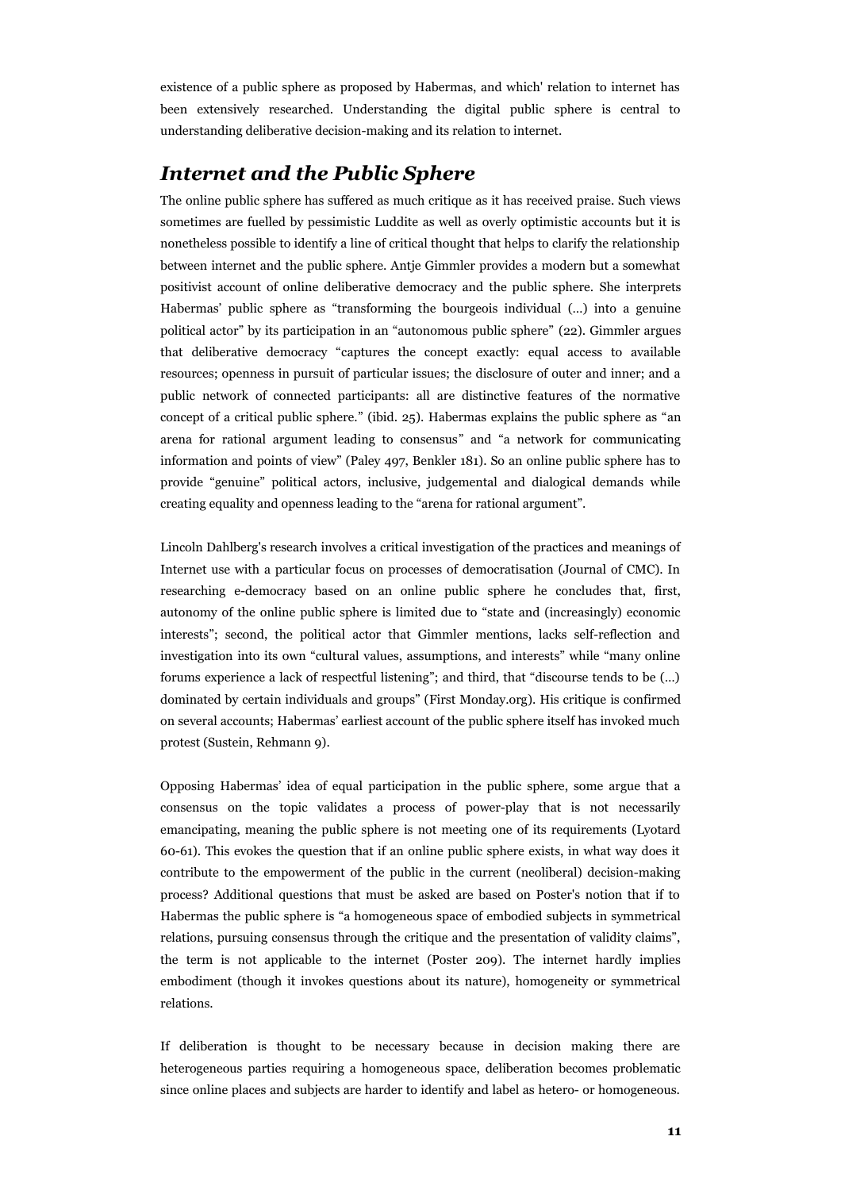existence of a public sphere as proposed by Habermas, and which' relation to internet has been extensively researched. Understanding the digital public sphere is central to understanding deliberative decision-making and its relation to internet.

## *Internet and the Public Sphere*

The online public sphere has suffered as much critique as it has received praise. Such views sometimes are fuelled by pessimistic Luddite as well as overly optimistic accounts but it is nonetheless possible to identify a line of critical thought that helps to clarify the relationship between internet and the public sphere. Antje Gimmler provides a modern but a somewhat positivist account of online deliberative democracy and the public sphere. She interprets Habermas' public sphere as "transforming the bourgeois individual (…) into a genuine political actor" by its participation in an "autonomous public sphere" (22). Gimmler argues that deliberative democracy "captures the concept exactly: equal access to available resources; openness in pursuit of particular issues; the disclosure of outer and inner; and a public network of connected participants: all are distinctive features of the normative concept of a critical public sphere." (ibid. 25). Habermas explains the public sphere as "an arena for rational argument leading to consensus" and "a network for communicating information and points of view" (Paley 497, Benkler 181). So an online public sphere has to provide "genuine" political actors, inclusive, judgemental and dialogical demands while creating equality and openness leading to the "arena for rational argument".

Lincoln Dahlberg's research involves a critical investigation of the practices and meanings of Internet use with a particular focus on processes of democratisation (Journal of CMC). In researching e-democracy based on an online public sphere he concludes that, first, autonomy of the online public sphere is limited due to "state and (increasingly) economic interests"; second, the political actor that Gimmler mentions, lacks self-reflection and investigation into its own "cultural values, assumptions, and interests" while "many online forums experience a lack of respectful listening"; and third, that "discourse tends to be (…) dominated by certain individuals and groups" (First Monday.org). His critique is confirmed on several accounts; Habermas' earliest account of the public sphere itself has invoked much protest (Sustein, Rehmann 9).

Opposing Habermas' idea of equal participation in the public sphere, some argue that a consensus on the topic validates a process of power-play that is not necessarily emancipating, meaning the public sphere is not meeting one of its requirements (Lyotard 60-61). This evokes the question that if an online public sphere exists, in what way does it contribute to the empowerment of the public in the current (neoliberal) decision-making process? Additional questions that must be asked are based on Poster's notion that if to Habermas the public sphere is "a homogeneous space of embodied subjects in symmetrical relations, pursuing consensus through the critique and the presentation of validity claims", the term is not applicable to the internet (Poster 209). The internet hardly implies embodiment (though it invokes questions about its nature), homogeneity or symmetrical relations.

If deliberation is thought to be necessary because in decision making there are heterogeneous parties requiring a homogeneous space, deliberation becomes problematic since online places and subjects are harder to identify and label as hetero- or homogeneous.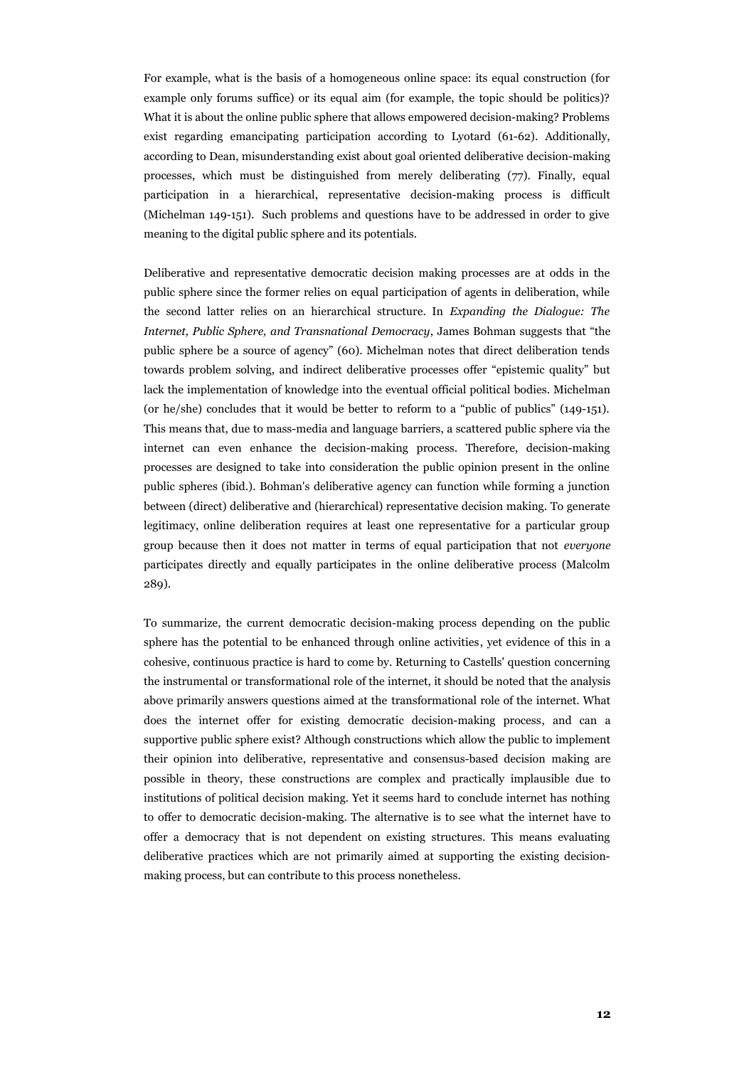For example, what is the basis of a homogeneous online space: its equal construction (for example only forums suffice) or its equal aim (for example, the topic should be politics)? What it is about the online public sphere that allows empowered decision-making? Problems exist regarding emancipating participation according to Lyotard (61-62). Additionally, according to Dean, misunderstanding exist about goal oriented deliberative decision-making processes, which must be distinguished from merely deliberating (77). Finally, equal participation in a hierarchical, representative decision-making process is difficult (Michelman 149-151). Such problems and questions have to be addressed in order to give meaning to the digital public sphere and its potentials.

Deliberative and representative democratic decision making processes are at odds in the public sphere since the former relies on equal participation of agents in deliberation, while the second latter relies on an hierarchical structure. In *Expanding the Dialogue: The Internet, Public Sphere, and Transnational Democracy*, James Bohman suggests that "the public sphere be a source of agency" (60). Michelman notes that direct deliberation tends towards problem solving, and indirect deliberative processes offer "epistemic quality" but lack the implementation of knowledge into the eventual official political bodies. Michelman (or he/she) concludes that it would be better to reform to a "public of publics" (149-151). This means that, due to mass-media and language barriers, a scattered public sphere via the internet can even enhance the decision-making process. Therefore, decision-making processes are designed to take into consideration the public opinion present in the online public spheres (ibid.). Bohman's deliberative agency can function while forming a junction between (direct) deliberative and (hierarchical) representative decision making. To generate legitimacy, online deliberation requires at least one representative for a particular group group because then it does not matter in terms of equal participation that not *everyone* participates directly and equally participates in the online deliberative process (Malcolm 289).

To summarize, the current democratic decision-making process depending on the public sphere has the potential to be enhanced through online activities, yet evidence of this in a cohesive, continuous practice is hard to come by. Returning to Castells' question concerning the instrumental or transformational role of the internet, it should be noted that the analysis above primarily answers questions aimed at the transformational role of the internet. What does the internet offer for existing democratic decision-making process, and can a supportive public sphere exist? Although constructions which allow the public to implement their opinion into deliberative, representative and consensus-based decision making are possible in theory, these constructions are complex and practically implausible due to institutions of political decision making. Yet it seems hard to conclude internet has nothing to offer to democratic decision-making. The alternative is to see what the internet have to offer a democracy that is not dependent on existing structures. This means evaluating deliberative practices which are not primarily aimed at supporting the existing decision-making process, but can contribute to this process nonetheless.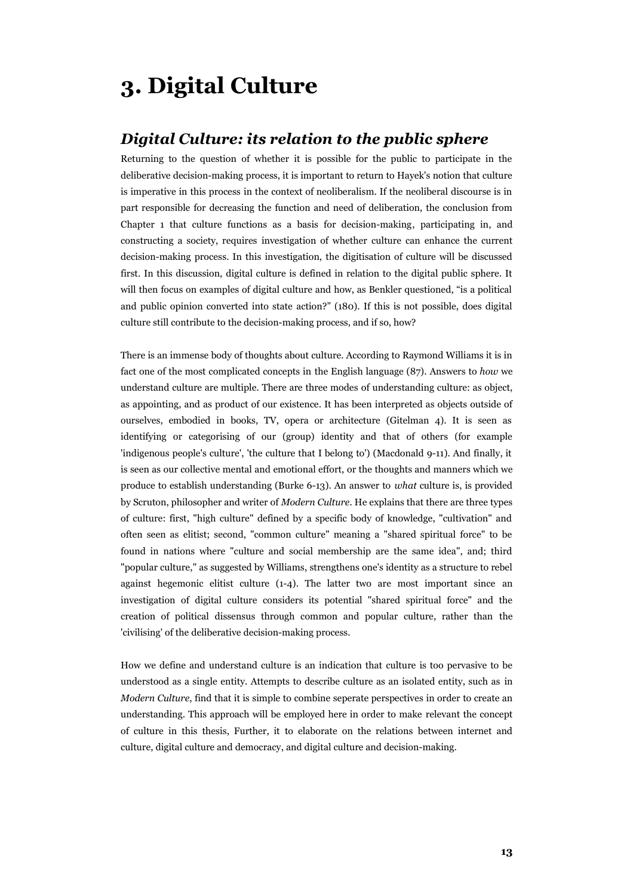# 3. Digital Culture

## *Digital Culture: its relation to the public sphere*

Returning to the question of whether it is possible for the public to participate in the deliberative decision-making process, it is important to return to Hayek's notion that culture is imperative in this process in the context of neoliberalism. If the neoliberal discourse is in part responsible for decreasing the function and need of deliberation, the conclusion from Chapter 1 that culture functions as a basis for decision-making, participating in, and constructing a society, requires investigation of whether culture can enhance the current decision-making process. In this investigation, the digitisation of culture will be discussed first. In this discussion, digital culture is defined in relation to the digital public sphere. It will then focus on examples of digital culture and how, as Benkler questioned, "is a political and public opinion converted into state action?" (180). If this is not possible, does digital culture still contribute to the decision-making process, and if so, how?

There is an immense body of thoughts about culture. According to Raymond Williams it is in fact one of the most complicated concepts in the English language (87). Answers to *how* we understand culture are multiple. There are three modes of understanding culture: as object, as appointing, and as product of our existence. It has been interpreted as objects outside of ourselves, embodied in books, TV, opera or architecture (Gitelman 4). It is seen as identifying or categorising of our (group) identity and that of others (for example 'indigenous people's culture', 'the culture that I belong to') (Macdonald 9-11). And finally, it is seen as our collective mental and emotional effort, or the thoughts and manners which we produce to establish understanding (Burke 6-13). An answer to *what* culture is, is provided by Scruton, philosopher and writer of *Modern Culture*. He explains that there are three types of culture: first, "high culture" defined by a specific body of knowledge, "cultivation" and often seen as elitist; second, "common culture" meaning a "shared spiritual force" to be found in nations where "culture and social membership are the same idea", and; third "popular culture," as suggested by Williams, strengthens one's identity as a structure to rebel against hegemonic elitist culture (1-4). The latter two are most important since an investigation of digital culture considers its potential "shared spiritual force" and the creation of political dissensus through common and popular culture, rather than the 'civilising' of the deliberative decision-making process.

How we define and understand culture is an indication that culture is too pervasive to be understood as a single entity. Attempts to describe culture as an isolated entity, such as in *Modern Culture*, find that it is simple to combine seperate perspectives in order to create an understanding. This approach will be employed here in order to make relevant the concept of culture in this thesis, Further, it to elaborate on the relations between internet and culture, digital culture and democracy, and digital culture and decision-making.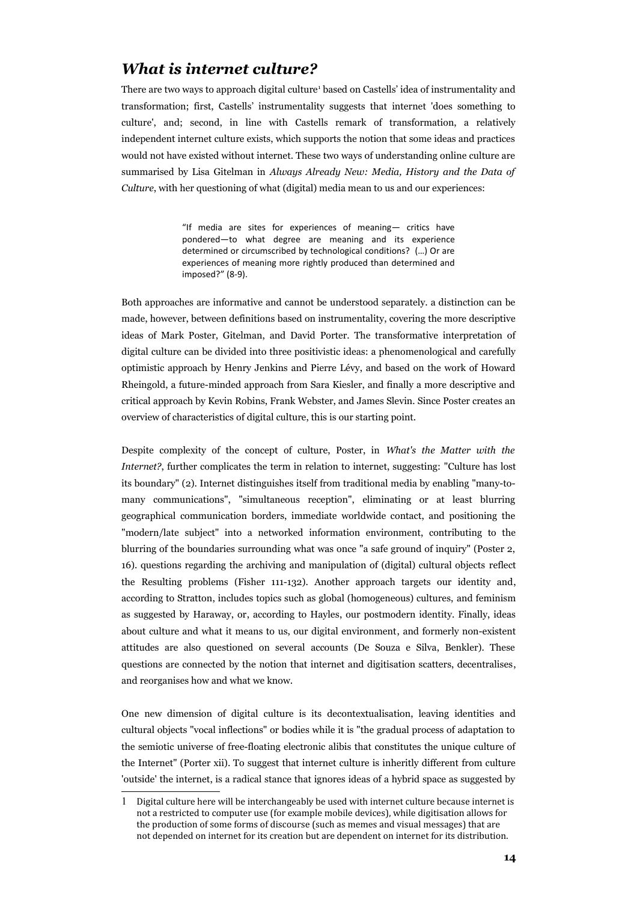## *What is internet culture?*

There are two ways to approach digital culture[1] based on Castells' idea of instrumentality and transformation; first, Castells' instrumentality suggests that internet 'does something to culture', and; second, in line with Castells remark of transformation, a relatively independent internet culture exists, which supports the notion that some ideas and practices would not have existed without internet. These two ways of understanding online culture are summarised by Lisa Gitelman in *Always Already New: Media, History and the Data of Culture*, with her questioning of what (digital) media mean to us and our experiences:

> "If media are sites for experiences of meaning— critics have pondered—to what degree are meaning and its experience determined or circumscribed by technological conditions? (…) Or are experiences of meaning more rightly produced than determined and imposed?" (8-9).

Both approaches are informative and cannot be understood separately. a distinction can be made, however, between definitions based on instrumentality, covering the more descriptive ideas of Mark Poster, Gitelman, and David Porter. The transformative interpretation of digital culture can be divided into three positivistic ideas: a phenomenological and carefully optimistic approach by Henry Jenkins and Pierre Lévy, and based on the work of Howard Rheingold, a future-minded approach from Sara Kiesler, and finally a more descriptive and critical approach by Kevin Robins, Frank Webster, and James Slevin. Since Poster creates an overview of characteristics of digital culture, this is our starting point.

Despite complexity of the concept of culture, Poster, in *What's the Matter with the Internet?*, further complicates the term in relation to internet, suggesting: "Culture has lost its boundary" (2). Internet distinguishes itself from traditional media by enabling "many-to-many communications", "simultaneous reception", eliminating or at least blurring geographical communication borders, immediate worldwide contact, and positioning the "modern/late subject" into a networked information environment, contributing to the blurring of the boundaries surrounding what was once "a safe ground of inquiry" (Poster 2, 16). questions regarding the archiving and manipulation of (digital) cultural objects reflect the Resulting problems (Fisher 111-132). Another approach targets our identity and, according to Stratton, includes topics such as global (homogeneous) cultures, and feminism as suggested by Haraway, or, according to Hayles, our postmodern identity. Finally, ideas about culture and what it means to us, our digital environment, and formerly non-existent attitudes are also questioned on several accounts (De Souza e Silva, Benkler). These questions are connected by the notion that internet and digitisation scatters, decentralises, and reorganises how and what we know.

One new dimension of digital culture is its decontextualisation, leaving identities and cultural objects "vocal inflections" or bodies while it is "the gradual process of adaptation to the semiotic universe of free-floating electronic alibis that constitutes the unique culture of the Internet" (Porter xii). To suggest that internet culture is inheritly different from culture 'outside' the internet, is a radical stance that ignores ideas of a hybrid space as suggested by

---

1 Digital culture here will be interchangeably be used with internet culture because internet is not a restricted to computer use (for example mobile devices), while digitisation allows for the production of some forms of discourse (such as memes and visual messages) that are not depended on internet for its creation but are dependent on internet for its distribution.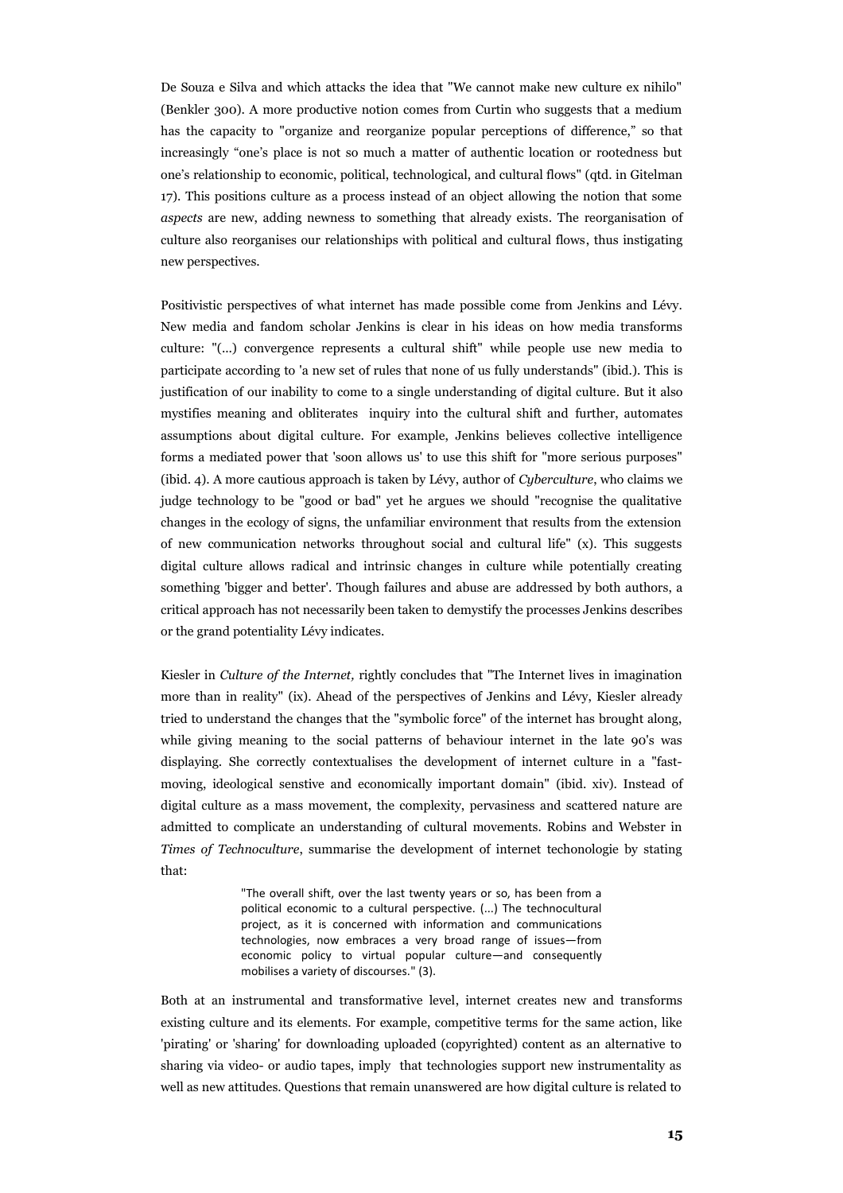De Souza e Silva and which attacks the idea that "We cannot make new culture ex nihilo" (Benkler 300). A more productive notion comes from Curtin who suggests that a medium has the capacity to "organize and reorganize popular perceptions of difference," so that increasingly "one's place is not so much a matter of authentic location or rootedness but one's relationship to economic, political, technological, and cultural flows" (qtd. in Gitelman 17). This positions culture as a process instead of an object allowing the notion that some *aspects* are new, adding newness to something that already exists. The reorganisation of culture also reorganises our relationships with political and cultural flows, thus instigating new perspectives.

Positivistic perspectives of what internet has made possible come from Jenkins and Lévy. New media and fandom scholar Jenkins is clear in his ideas on how media transforms culture: "(...) convergence represents a cultural shift" while people use new media to participate according to 'a new set of rules that none of us fully understands" (ibid.). This is justification of our inability to come to a single understanding of digital culture. But it also mystifies meaning and obliterates inquiry into the cultural shift and further, automates assumptions about digital culture. For example, Jenkins believes collective intelligence forms a mediated power that 'soon allows us' to use this shift for "more serious purposes" (ibid. 4). A more cautious approach is taken by Lévy, author of *Cyberculture*, who claims we judge technology to be "good or bad" yet he argues we should "recognise the qualitative changes in the ecology of signs, the unfamiliar environment that results from the extension of new communication networks throughout social and cultural life" (x). This suggests digital culture allows radical and intrinsic changes in culture while potentially creating something 'bigger and better'. Though failures and abuse are addressed by both authors, a critical approach has not necessarily been taken to demystify the processes Jenkins describes or the grand potentiality Lévy indicates.

Kiesler in *Culture of the Internet,* rightly concludes that "The Internet lives in imagination more than in reality" (ix). Ahead of the perspectives of Jenkins and Lévy, Kiesler already tried to understand the changes that the "symbolic force" of the internet has brought along, while giving meaning to the social patterns of behaviour internet in the late 90's was displaying. She correctly contextualises the development of internet culture in a "fast-moving, ideological senstive and economically important domain" (ibid. xiv). Instead of digital culture as a mass movement, the complexity, pervasiness and scattered nature are admitted to complicate an understanding of cultural movements. Robins and Webster in *Times of Technoculture*, summarise the development of internet techonologie by stating that:

> "The overall shift, over the last twenty years or so, has been from a political economic to a cultural perspective. (...) The technocultural project, as it is concerned with information and communications technologies, now embraces a very broad range of issues—from economic policy to virtual popular culture—and consequently mobilises a variety of discourses." (3).

Both at an instrumental and transformative level, internet creates new and transforms existing culture and its elements. For example, competitive terms for the same action, like 'pirating' or 'sharing' for downloading uploaded (copyrighted) content as an alternative to sharing via video- or audio tapes, imply that technologies support new instrumentality as well as new attitudes. Questions that remain unanswered are how digital culture is related to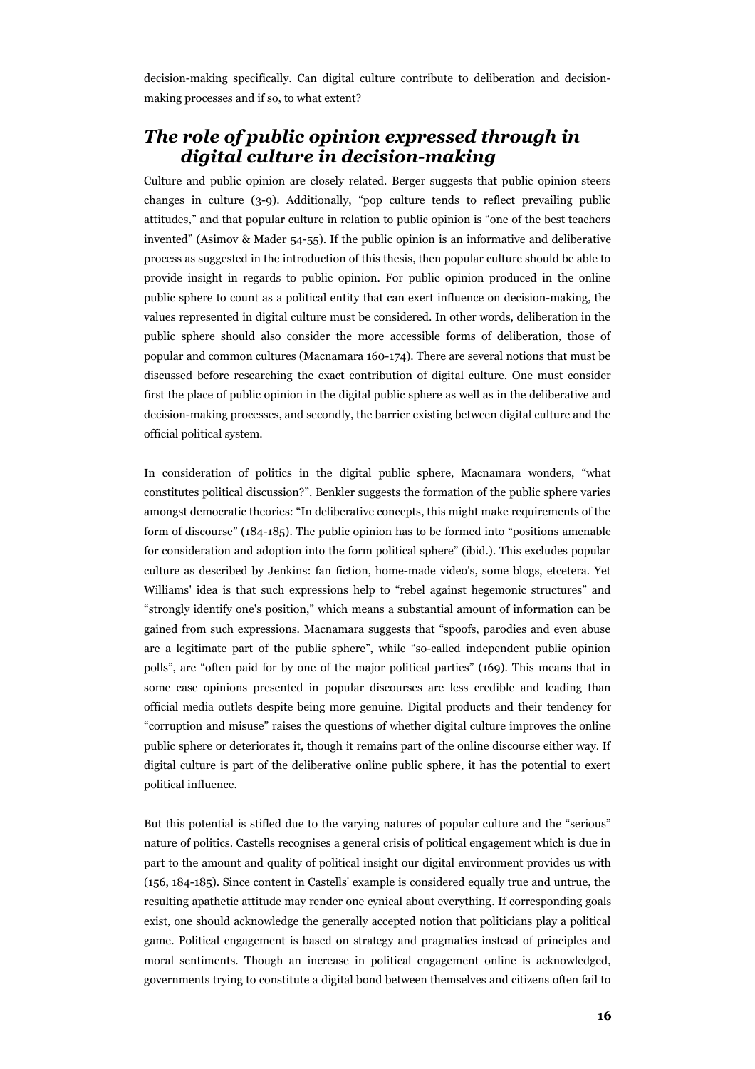decision-making specifically. Can digital culture contribute to deliberation and decision-making processes and if so, to what extent?

## *The role of public opinion expressed through in digital culture in decision-making*

Culture and public opinion are closely related. Berger suggests that public opinion steers changes in culture (3-9). Additionally, "pop culture tends to reflect prevailing public attitudes," and that popular culture in relation to public opinion is "one of the best teachers invented" (Asimov & Mader 54-55). If the public opinion is an informative and deliberative process as suggested in the introduction of this thesis, then popular culture should be able to provide insight in regards to public opinion. For public opinion produced in the online public sphere to count as a political entity that can exert influence on decision-making, the values represented in digital culture must be considered. In other words, deliberation in the public sphere should also consider the more accessible forms of deliberation, those of popular and common cultures (Macnamara 160-174). There are several notions that must be discussed before researching the exact contribution of digital culture. One must consider first the place of public opinion in the digital public sphere as well as in the deliberative and decision-making processes, and secondly, the barrier existing between digital culture and the official political system.

In consideration of politics in the digital public sphere, Macnamara wonders, "what constitutes political discussion?". Benkler suggests the formation of the public sphere varies amongst democratic theories: "In deliberative concepts, this might make requirements of the form of discourse" (184-185). The public opinion has to be formed into "positions amenable for consideration and adoption into the form political sphere" (ibid.). This excludes popular culture as described by Jenkins: fan fiction, home-made video's, some blogs, etcetera. Yet Williams' idea is that such expressions help to "rebel against hegemonic structures" and "strongly identify one's position," which means a substantial amount of information can be gained from such expressions. Macnamara suggests that "spoofs, parodies and even abuse are a legitimate part of the public sphere", while "so-called independent public opinion polls", are "often paid for by one of the major political parties" (169). This means that in some case opinions presented in popular discourses are less credible and leading than official media outlets despite being more genuine. Digital products and their tendency for "corruption and misuse" raises the questions of whether digital culture improves the online public sphere or deteriorates it, though it remains part of the online discourse either way. If digital culture is part of the deliberative online public sphere, it has the potential to exert political influence.

But this potential is stifled due to the varying natures of popular culture and the "serious" nature of politics. Castells recognises a general crisis of political engagement which is due in part to the amount and quality of political insight our digital environment provides us with (156, 184-185). Since content in Castells' example is considered equally true and untrue, the resulting apathetic attitude may render one cynical about everything. If corresponding goals exist, one should acknowledge the generally accepted notion that politicians play a political game. Political engagement is based on strategy and pragmatics instead of principles and moral sentiments. Though an increase in political engagement online is acknowledged, governments trying to constitute a digital bond between themselves and citizens often fail to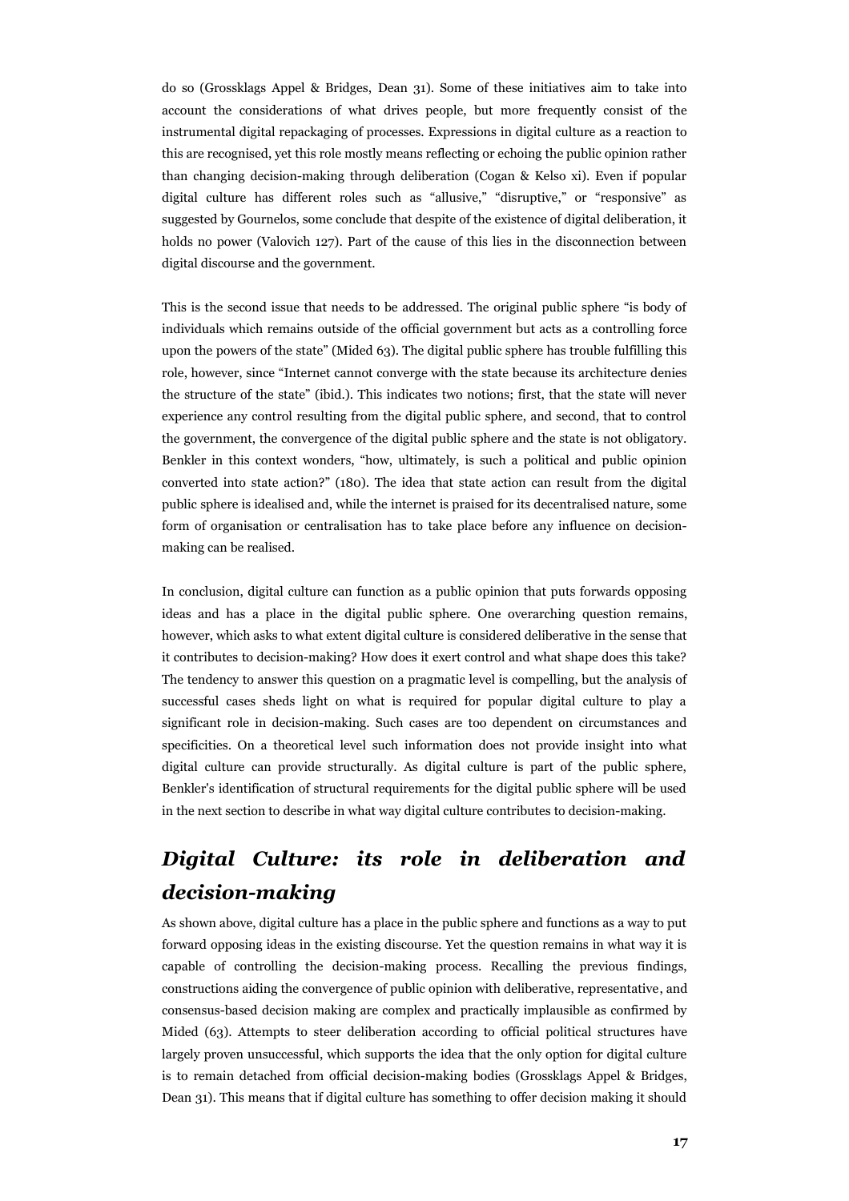do so (Grossklags Appel & Bridges, Dean 31). Some of these initiatives aim to take into account the considerations of what drives people, but more frequently consist of the instrumental digital repackaging of processes. Expressions in digital culture as a reaction to this are recognised, yet this role mostly means reflecting or echoing the public opinion rather than changing decision-making through deliberation (Cogan & Kelso xi). Even if popular digital culture has different roles such as "allusive," "disruptive," or "responsive" as suggested by Gournelos, some conclude that despite of the existence of digital deliberation, it holds no power (Valovich 127). Part of the cause of this lies in the disconnection between digital discourse and the government.

This is the second issue that needs to be addressed. The original public sphere "is body of individuals which remains outside of the official government but acts as a controlling force upon the powers of the state" (Mided 63). The digital public sphere has trouble fulfilling this role, however, since "Internet cannot converge with the state because its architecture denies the structure of the state" (ibid.). This indicates two notions; first, that the state will never experience any control resulting from the digital public sphere, and second, that to control the government, the convergence of the digital public sphere and the state is not obligatory. Benkler in this context wonders, "how, ultimately, is such a political and public opinion converted into state action?" (180). The idea that state action can result from the digital public sphere is idealised and, while the internet is praised for its decentralised nature, some form of organisation or centralisation has to take place before any influence on decision-making can be realised.

In conclusion, digital culture can function as a public opinion that puts forwards opposing ideas and has a place in the digital public sphere. One overarching question remains, however, which asks to what extent digital culture is considered deliberative in the sense that it contributes to decision-making? How does it exert control and what shape does this take? The tendency to answer this question on a pragmatic level is compelling, but the analysis of successful cases sheds light on what is required for popular digital culture to play a significant role in decision-making. Such cases are too dependent on circumstances and specificities. On a theoretical level such information does not provide insight into what digital culture can provide structurally. As digital culture is part of the public sphere, Benkler's identification of structural requirements for the digital public sphere will be used in the next section to describe in what way digital culture contributes to decision-making.

## *Digital Culture: its role in deliberation and decision-making*

As shown above, digital culture has a place in the public sphere and functions as a way to put forward opposing ideas in the existing discourse. Yet the question remains in what way it is capable of controlling the decision-making process. Recalling the previous findings, constructions aiding the convergence of public opinion with deliberative, representative, and consensus-based decision making are complex and practically implausible as confirmed by Mided (63). Attempts to steer deliberation according to official political structures have largely proven unsuccessful, which supports the idea that the only option for digital culture is to remain detached from official decision-making bodies (Grossklags Appel & Bridges, Dean 31). This means that if digital culture has something to offer decision making it should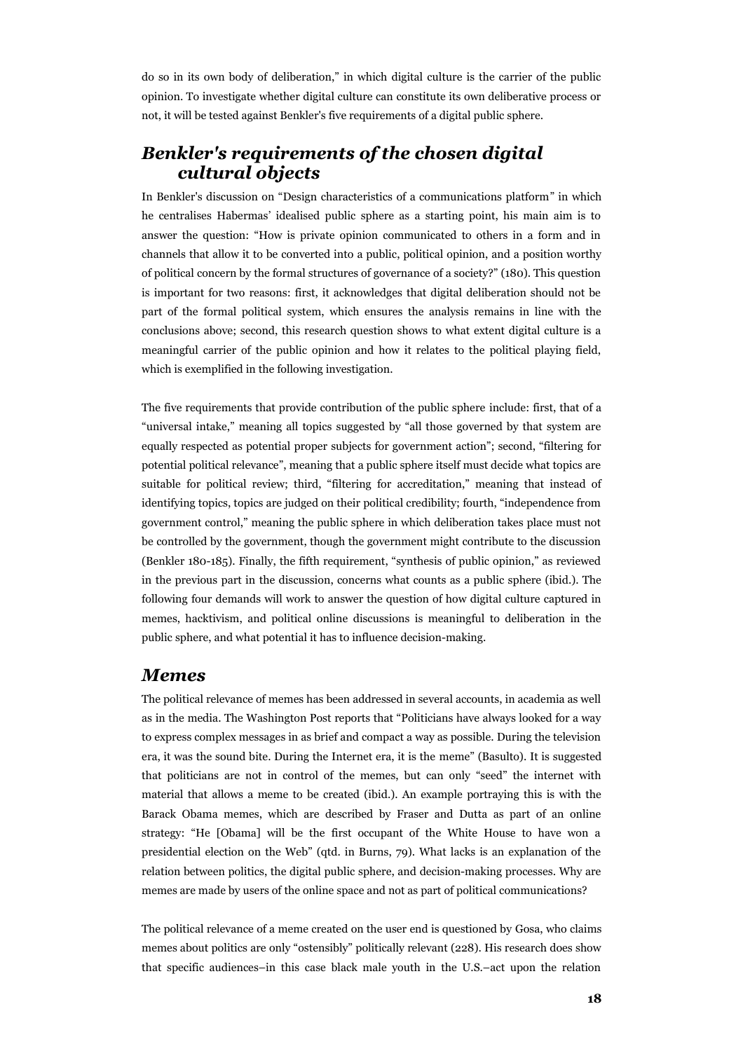do so in its own body of deliberation," in which digital culture is the carrier of the public opinion. To investigate whether digital culture can constitute its own deliberative process or not, it will be tested against Benkler's five requirements of a digital public sphere.

## *Benkler's requirements of the chosen digital cultural objects*

In Benkler's discussion on "Design characteristics of a communications platform" in which he centralises Habermas' idealised public sphere as a starting point, his main aim is to answer the question: "How is private opinion communicated to others in a form and in channels that allow it to be converted into a public, political opinion, and a position worthy of political concern by the formal structures of governance of a society?" (180). This question is important for two reasons: first, it acknowledges that digital deliberation should not be part of the formal political system, which ensures the analysis remains in line with the conclusions above; second, this research question shows to what extent digital culture is a meaningful carrier of the public opinion and how it relates to the political playing field, which is exemplified in the following investigation.

The five requirements that provide contribution of the public sphere include: first, that of a "universal intake," meaning all topics suggested by "all those governed by that system are equally respected as potential proper subjects for government action"; second, "filtering for potential political relevance", meaning that a public sphere itself must decide what topics are suitable for political review; third, "filtering for accreditation," meaning that instead of identifying topics, topics are judged on their political credibility; fourth, "independence from government control," meaning the public sphere in which deliberation takes place must not be controlled by the government, though the government might contribute to the discussion (Benkler 180-185). Finally, the fifth requirement, "synthesis of public opinion," as reviewed in the previous part in the discussion, concerns what counts as a public sphere (ibid.). The following four demands will work to answer the question of how digital culture captured in memes, hacktivism, and political online discussions is meaningful to deliberation in the public sphere, and what potential it has to influence decision-making.

## *Memes*

The political relevance of memes has been addressed in several accounts, in academia as well as in the media. The Washington Post reports that "Politicians have always looked for a way to express complex messages in as brief and compact a way as possible. During the television era, it was the sound bite. During the Internet era, it is the meme" (Basulto). It is suggested that politicians are not in control of the memes, but can only "seed" the internet with material that allows a meme to be created (ibid.). An example portraying this is with the Barack Obama memes, which are described by Fraser and Dutta as part of an online strategy: "He [Obama] will be the first occupant of the White House to have won a presidential election on the Web" (qtd. in Burns, 79). What lacks is an explanation of the relation between politics, the digital public sphere, and decision-making processes. Why are memes are made by users of the online space and not as part of political communications?

The political relevance of a meme created on the user end is questioned by Gosa, who claims memes about politics are only "ostensibly" politically relevant (228). His research does show that specific audiences–in this case black male youth in the U.S.–act upon the relation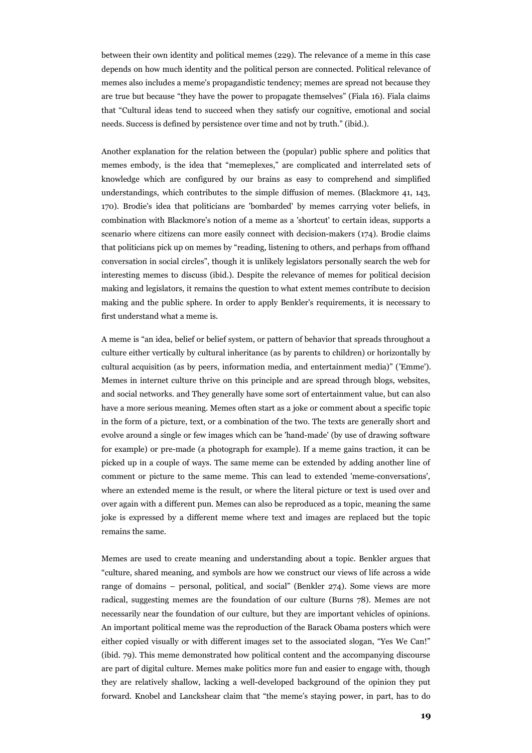between their own identity and political memes (229). The relevance of a meme in this case depends on how much identity and the political person are connected. Political relevance of memes also includes a meme's propagandistic tendency; memes are spread not because they are true but because "they have the power to propagate themselves" (Fiala 16). Fiala claims that "Cultural ideas tend to succeed when they satisfy our cognitive, emotional and social needs. Success is defined by persistence over time and not by truth." (ibid.).

Another explanation for the relation between the (popular) public sphere and politics that memes embody, is the idea that "memeplexes," are complicated and interrelated sets of knowledge which are configured by our brains as easy to comprehend and simplified understandings, which contributes to the simple diffusion of memes. (Blackmore 41, 143, 170). Brodie's idea that politicians are 'bombarded' by memes carrying voter beliefs, in combination with Blackmore's notion of a meme as a 'shortcut' to certain ideas, supports a scenario where citizens can more easily connect with decision-makers (174). Brodie claims that politicians pick up on memes by "reading, listening to others, and perhaps from offhand conversation in social circles", though it is unlikely legislators personally search the web for interesting memes to discuss (ibid.). Despite the relevance of memes for political decision making and legislators, it remains the question to what extent memes contribute to decision making and the public sphere. In order to apply Benkler's requirements, it is necessary to first understand what a meme is.

A meme is "an idea, belief or belief system, or pattern of behavior that spreads throughout a culture either vertically by cultural inheritance (as by parents to children) or horizontally by cultural acquisition (as by peers, information media, and entertainment media)" ('Emme'). Memes in internet culture thrive on this principle and are spread through blogs, websites, and social networks. and They generally have some sort of entertainment value, but can also have a more serious meaning. Memes often start as a joke or comment about a specific topic in the form of a picture, text, or a combination of the two. The texts are generally short and evolve around a single or few images which can be 'hand-made' (by use of drawing software for example) or pre-made (a photograph for example). If a meme gains traction, it can be picked up in a couple of ways. The same meme can be extended by adding another line of comment or picture to the same meme. This can lead to extended 'meme-conversations', where an extended meme is the result, or where the literal picture or text is used over and over again with a different pun. Memes can also be reproduced as a topic, meaning the same joke is expressed by a different meme where text and images are replaced but the topic remains the same.

Memes are used to create meaning and understanding about a topic. Benkler argues that "culture, shared meaning, and symbols are how we construct our views of life across a wide range of domains – personal, political, and social" (Benkler 274). Some views are more radical, suggesting memes are the foundation of our culture (Burns 78). Memes are not necessarily near the foundation of our culture, but they are important vehicles of opinions. An important political meme was the reproduction of the Barack Obama posters which were either copied visually or with different images set to the associated slogan, "Yes We Can!" (ibid. 79). This meme demonstrated how political content and the accompanying discourse are part of digital culture. Memes make politics more fun and easier to engage with, though they are relatively shallow, lacking a well-developed background of the opinion they put forward. Knobel and Lanckshear claim that "the meme's staying power, in part, has to do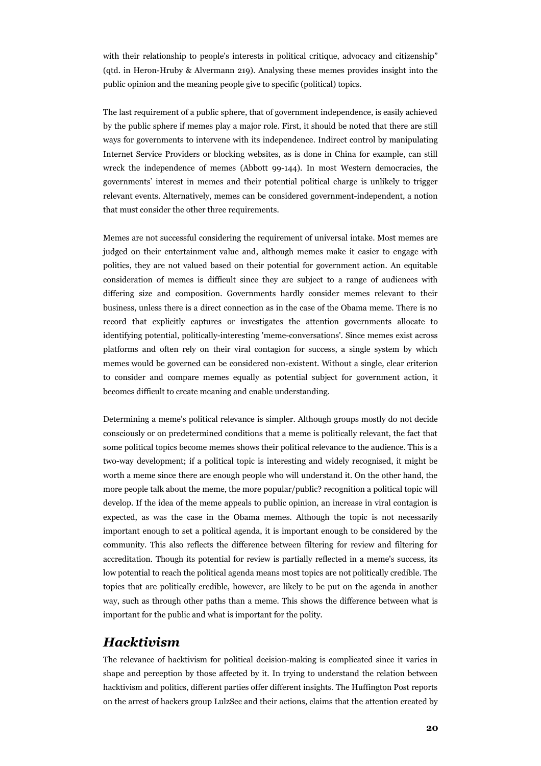with their relationship to people's interests in political critique, advocacy and citizenship" (qtd. in Heron-Hruby & Alvermann 219). Analysing these memes provides insight into the public opinion and the meaning people give to specific (political) topics.

The last requirement of a public sphere, that of government independence, is easily achieved by the public sphere if memes play a major role. First, it should be noted that there are still ways for governments to intervene with its independence. Indirect control by manipulating Internet Service Providers or blocking websites, as is done in China for example, can still wreck the independence of memes (Abbott 99-144). In most Western democracies, the governments' interest in memes and their potential political charge is unlikely to trigger relevant events. Alternatively, memes can be considered government-independent, a notion that must consider the other three requirements.

Memes are not successful considering the requirement of universal intake. Most memes are judged on their entertainment value and, although memes make it easier to engage with politics, they are not valued based on their potential for government action. An equitable consideration of memes is difficult since they are subject to a range of audiences with differing size and composition. Governments hardly consider memes relevant to their business, unless there is a direct connection as in the case of the Obama meme. There is no record that explicitly captures or investigates the attention governments allocate to identifying potential, politically-interesting 'meme-conversations'. Since memes exist across platforms and often rely on their viral contagion for success, a single system by which memes would be governed can be considered non-existent. Without a single, clear criterion to consider and compare memes equally as potential subject for government action, it becomes difficult to create meaning and enable understanding.

Determining a meme's political relevance is simpler. Although groups mostly do not decide consciously or on predetermined conditions that a meme is politically relevant, the fact that some political topics become memes shows their political relevance to the audience. This is a two-way development; if a political topic is interesting and widely recognised, it might be worth a meme since there are enough people who will understand it. On the other hand, the more people talk about the meme, the more popular/public? recognition a political topic will develop. If the idea of the meme appeals to public opinion, an increase in viral contagion is expected, as was the case in the Obama memes. Although the topic is not necessarily important enough to set a political agenda, it is important enough to be considered by the community. This also reflects the difference between filtering for review and filtering for accreditation. Though its potential for review is partially reflected in a meme's success, its low potential to reach the political agenda means most topics are not politically credible. The topics that are politically credible, however, are likely to be put on the agenda in another way, such as through other paths than a meme. This shows the difference between what is important for the public and what is important for the polity.

## *Hacktivism*

The relevance of hacktivism for political decision-making is complicated since it varies in shape and perception by those affected by it. In trying to understand the relation between hacktivism and politics, different parties offer different insights. The Huffington Post reports on the arrest of hackers group LulzSec and their actions, claims that the attention created by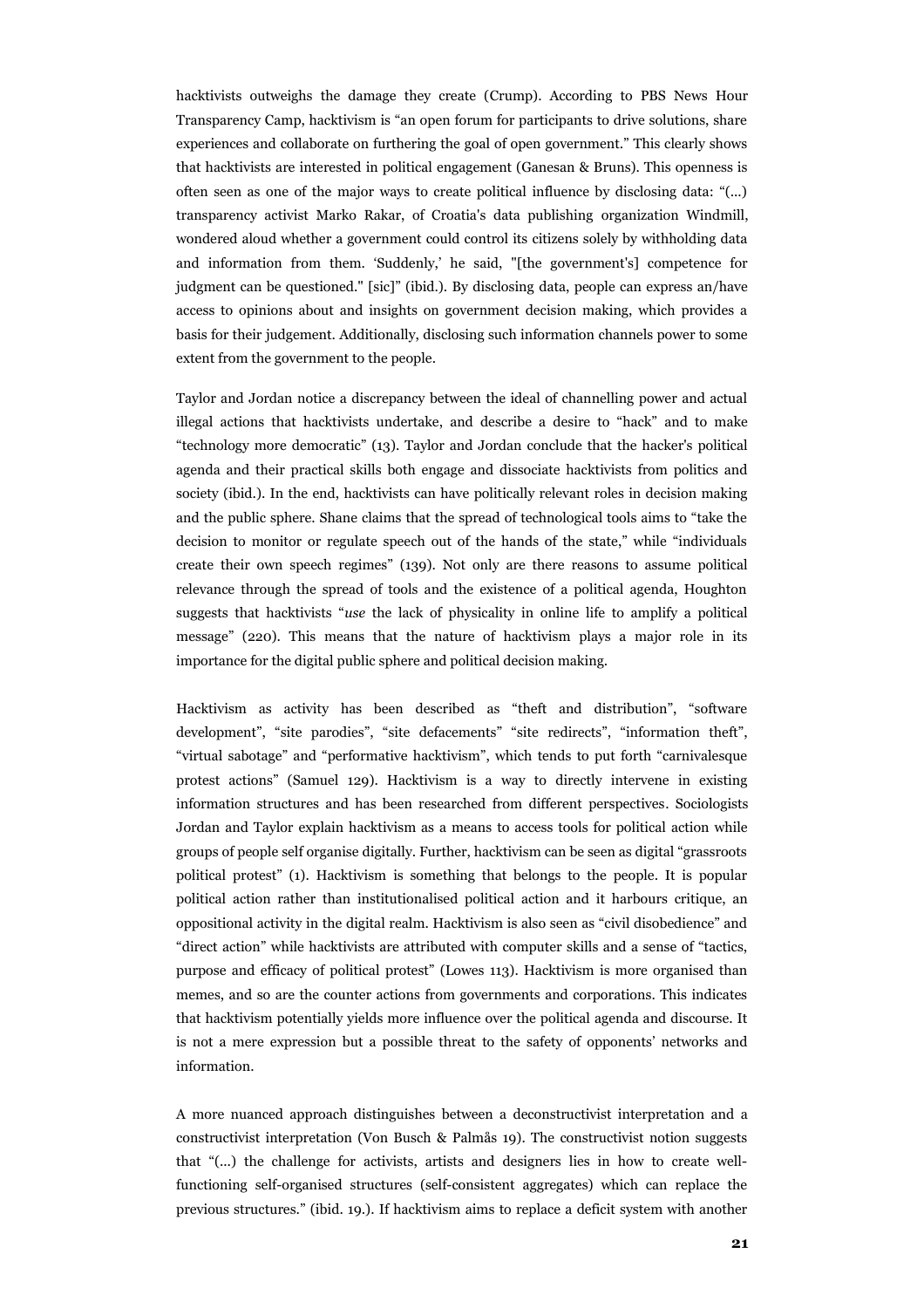hacktivists outweighs the damage they create (Crump). According to PBS News Hour Transparency Camp, hacktivism is "an open forum for participants to drive solutions, share experiences and collaborate on furthering the goal of open government." This clearly shows that hacktivists are interested in political engagement (Ganesan & Bruns). This openness is often seen as one of the major ways to create political influence by disclosing data: "(...) transparency activist Marko Rakar, of Croatia's data publishing organization Windmill, wondered aloud whether a government could control its citizens solely by withholding data and information from them. 'Suddenly,' he said, "[the government's] competence for judgment can be questioned." [sic]" (ibid.). By disclosing data, people can express an/have access to opinions about and insights on government decision making, which provides a basis for their judgement. Additionally, disclosing such information channels power to some extent from the government to the people.

Taylor and Jordan notice a discrepancy between the ideal of channelling power and actual illegal actions that hacktivists undertake, and describe a desire to "hack" and to make "technology more democratic" (13). Taylor and Jordan conclude that the hacker's political agenda and their practical skills both engage and dissociate hacktivists from politics and society (ibid.). In the end, hacktivists can have politically relevant roles in decision making and the public sphere. Shane claims that the spread of technological tools aims to "take the decision to monitor or regulate speech out of the hands of the state," while "individuals create their own speech regimes" (139). Not only are there reasons to assume political relevance through the spread of tools and the existence of a political agenda, Houghton suggests that hacktivists "*use* the lack of physicality in online life to amplify a political message" (220). This means that the nature of hacktivism plays a major role in its importance for the digital public sphere and political decision making.

Hacktivism as activity has been described as "theft and distribution", "software development", "site parodies", "site defacements" "site redirects", "information theft", "virtual sabotage" and "performative hacktivism", which tends to put forth "carnivalesque protest actions" (Samuel 129). Hacktivism is a way to directly intervene in existing information structures and has been researched from different perspectives. Sociologists Jordan and Taylor explain hacktivism as a means to access tools for political action while groups of people self organise digitally. Further, hacktivism can be seen as digital "grassroots political protest" (1). Hacktivism is something that belongs to the people. It is popular political action rather than institutionalised political action and it harbours critique, an oppositional activity in the digital realm. Hacktivism is also seen as "civil disobedience" and "direct action" while hacktivists are attributed with computer skills and a sense of "tactics, purpose and efficacy of political protest" (Lowes 113). Hacktivism is more organised than memes, and so are the counter actions from governments and corporations. This indicates that hacktivism potentially yields more influence over the political agenda and discourse. It is not a mere expression but a possible threat to the safety of opponents' networks and information.

A more nuanced approach distinguishes between a deconstructivist interpretation and a constructivist interpretation (Von Busch & Palmås 19). The constructivist notion suggests that "(...) the challenge for activists, artists and designers lies in how to create well-functioning self-organised structures (self-consistent aggregates) which can replace the previous structures." (ibid. 19.). If hacktivism aims to replace a deficit system with another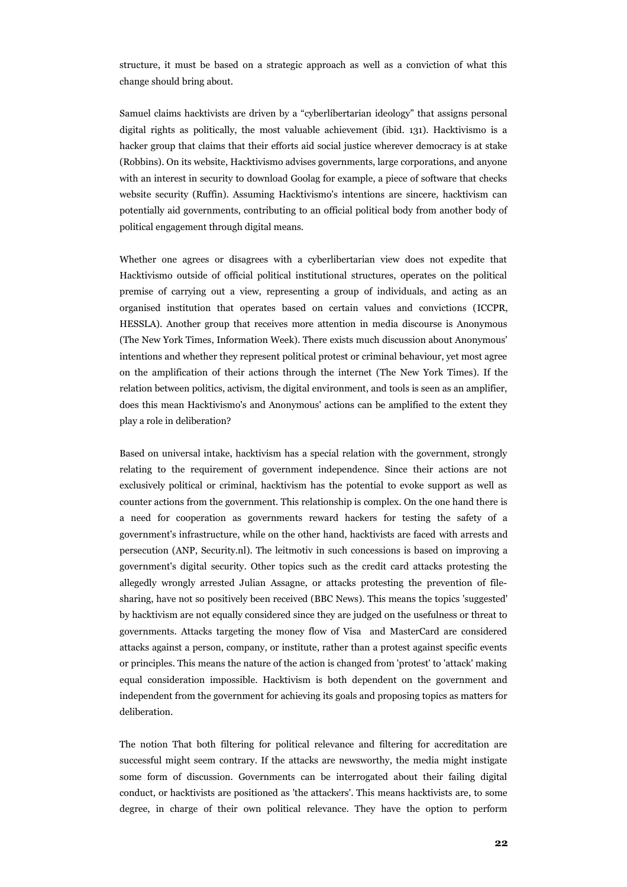structure, it must be based on a strategic approach as well as a conviction of what this change should bring about.

Samuel claims hacktivists are driven by a "cyberlibertarian ideology" that assigns personal digital rights as politically, the most valuable achievement (ibid. 131). Hacktivismo is a hacker group that claims that their efforts aid social justice wherever democracy is at stake (Robbins). On its website, Hacktivismo advises governments, large corporations, and anyone with an interest in security to download Goolag for example, a piece of software that checks website security (Ruffin). Assuming Hacktivismo's intentions are sincere, hacktivism can potentially aid governments, contributing to an official political body from another body of political engagement through digital means.

Whether one agrees or disagrees with a cyberlibertarian view does not expedite that Hacktivismo outside of official political institutional structures, operates on the political premise of carrying out a view, representing a group of individuals, and acting as an organised institution that operates based on certain values and convictions (ICCPR, HESSLA). Another group that receives more attention in media discourse is Anonymous (The New York Times, Information Week). There exists much discussion about Anonymous' intentions and whether they represent political protest or criminal behaviour, yet most agree on the amplification of their actions through the internet (The New York Times). If the relation between politics, activism, the digital environment, and tools is seen as an amplifier, does this mean Hacktivismo's and Anonymous' actions can be amplified to the extent they play a role in deliberation?

Based on universal intake, hacktivism has a special relation with the government, strongly relating to the requirement of government independence. Since their actions are not exclusively political or criminal, hacktivism has the potential to evoke support as well as counter actions from the government. This relationship is complex. On the one hand there is a need for cooperation as governments reward hackers for testing the safety of a government's infrastructure, while on the other hand, hacktivists are faced with arrests and persecution (ANP, Security.nl). The leitmotiv in such concessions is based on improving a government's digital security. Other topics such as the credit card attacks protesting the allegedly wrongly arrested Julian Assagne, or attacks protesting the prevention of file-sharing, have not so positively been received (BBC News). This means the topics 'suggested' by hacktivism are not equally considered since they are judged on the usefulness or threat to governments. Attacks targeting the money flow of Visa and MasterCard are considered attacks against a person, company, or institute, rather than a protest against specific events or principles. This means the nature of the action is changed from 'protest' to 'attack' making equal consideration impossible. Hacktivism is both dependent on the government and independent from the government for achieving its goals and proposing topics as matters for deliberation.

The notion That both filtering for political relevance and filtering for accreditation are successful might seem contrary. If the attacks are newsworthy, the media might instigate some form of discussion. Governments can be interrogated about their failing digital conduct, or hacktivists are positioned as 'the attackers'. This means hacktivists are, to some degree, in charge of their own political relevance. They have the option to perform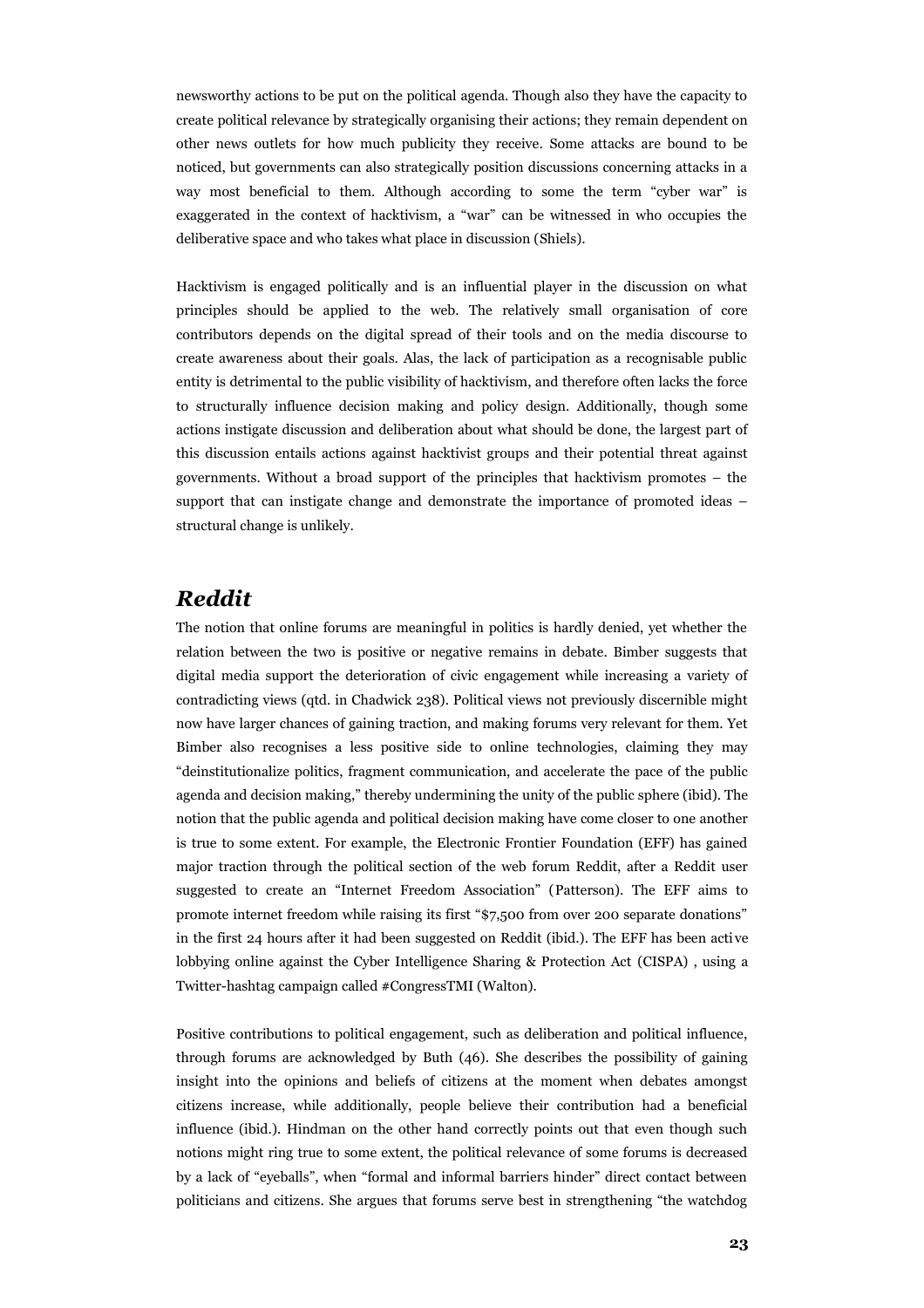newsworthy actions to be put on the political agenda. Though also they have the capacity to create political relevance by strategically organising their actions; they remain dependent on other news outlets for how much publicity they receive. Some attacks are bound to be noticed, but governments can also strategically position discussions concerning attacks in a way most beneficial to them. Although according to some the term "cyber war" is exaggerated in the context of hacktivism, a "war" can be witnessed in who occupies the deliberative space and who takes what place in discussion (Shiels).

Hacktivism is engaged politically and is an influential player in the discussion on what principles should be applied to the web. The relatively small organisation of core contributors depends on the digital spread of their tools and on the media discourse to create awareness about their goals. Alas, the lack of participation as a recognisable public entity is detrimental to the public visibility of hacktivism, and therefore often lacks the force to structurally influence decision making and policy design. Additionally, though some actions instigate discussion and deliberation about what should be done, the largest part of this discussion entails actions against hacktivist groups and their potential threat against governments. Without a broad support of the principles that hacktivism promotes – the support that can instigate change and demonstrate the importance of promoted ideas – structural change is unlikely.

## *Reddit*

The notion that online forums are meaningful in politics is hardly denied, yet whether the relation between the two is positive or negative remains in debate. Bimber suggests that digital media support the deterioration of civic engagement while increasing a variety of contradicting views (qtd. in Chadwick 238). Political views not previously discernible might now have larger chances of gaining traction, and making forums very relevant for them. Yet Bimber also recognises a less positive side to online technologies, claiming they may "deinstitutionalize politics, fragment communication, and accelerate the pace of the public agenda and decision making," thereby undermining the unity of the public sphere (ibid). The notion that the public agenda and political decision making have come closer to one another is true to some extent. For example, the Electronic Frontier Foundation (EFF) has gained major traction through the political section of the web forum Reddit, after a Reddit user suggested to create an "Internet Freedom Association" (Patterson). The EFF aims to promote internet freedom while raising its first "$7,500 from over 200 separate donations" in the first 24 hours after it had been suggested on Reddit (ibid.). The EFF has been active lobbying online against the Cyber Intelligence Sharing & Protection Act (CISPA) , using a Twitter-hashtag campaign called #CongressTMI (Walton).

Positive contributions to political engagement, such as deliberation and political influence, through forums are acknowledged by Buth (46). She describes the possibility of gaining insight into the opinions and beliefs of citizens at the moment when debates amongst citizens increase, while additionally, people believe their contribution had a beneficial influence (ibid.). Hindman on the other hand correctly points out that even though such notions might ring true to some extent, the political relevance of some forums is decreased by a lack of "eyeballs", when "formal and informal barriers hinder" direct contact between politicians and citizens. She argues that forums serve best in strengthening "the watchdog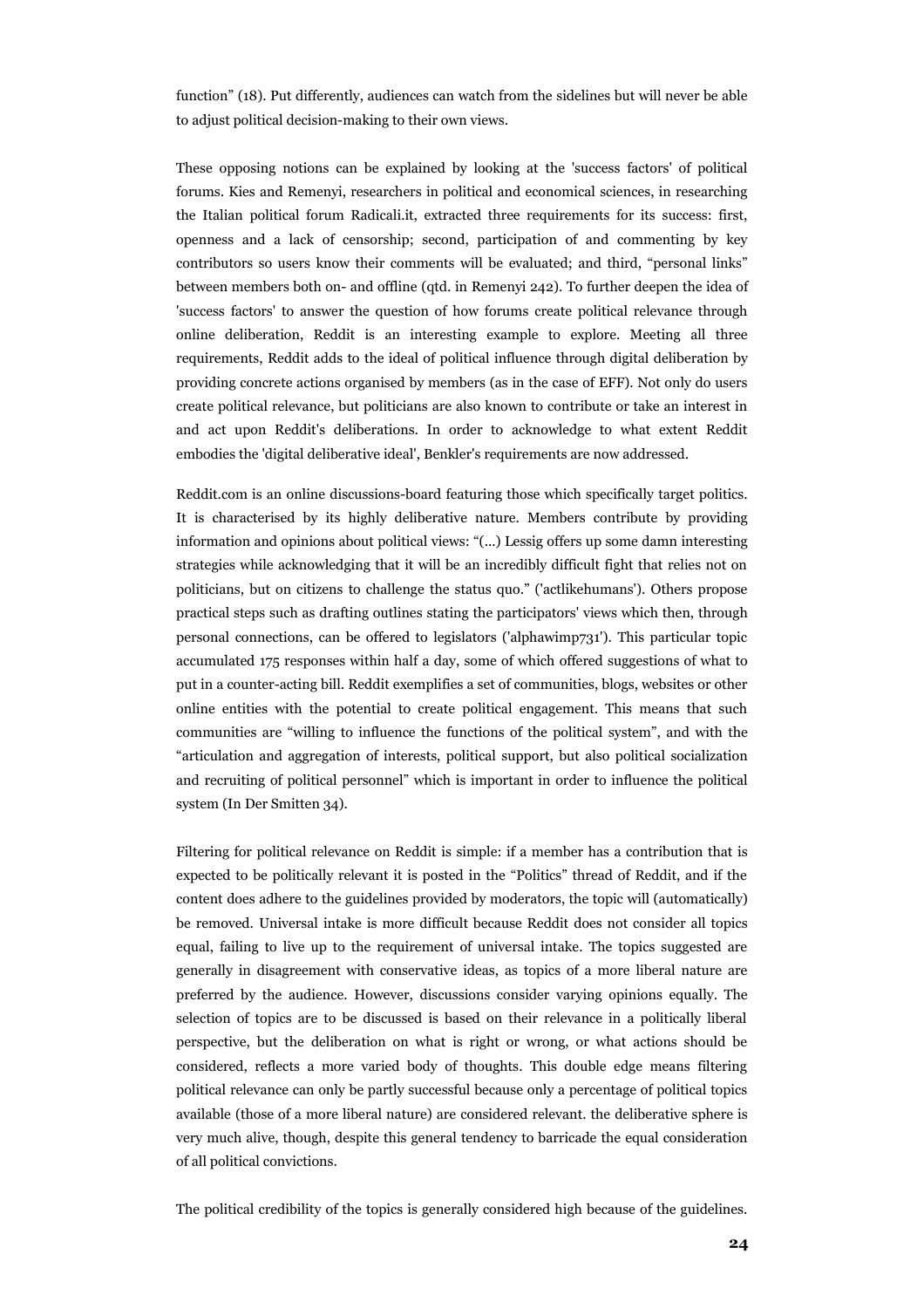function" (18). Put differently, audiences can watch from the sidelines but will never be able to adjust political decision-making to their own views.

These opposing notions can be explained by looking at the 'success factors' of political forums. Kies and Remenyi, researchers in political and economical sciences, in researching the Italian political forum Radicali.it, extracted three requirements for its success: first, openness and a lack of censorship; second, participation of and commenting by key contributors so users know their comments will be evaluated; and third, "personal links" between members both on- and offline (qtd. in Remenyi 242). To further deepen the idea of 'success factors' to answer the question of how forums create political relevance through online deliberation, Reddit is an interesting example to explore. Meeting all three requirements, Reddit adds to the ideal of political influence through digital deliberation by providing concrete actions organised by members (as in the case of EFF). Not only do users create political relevance, but politicians are also known to contribute or take an interest in and act upon Reddit's deliberations. In order to acknowledge to what extent Reddit embodies the 'digital deliberative ideal', Benkler's requirements are now addressed.

Reddit.com is an online discussions-board featuring those which specifically target politics. It is characterised by its highly deliberative nature. Members contribute by providing information and opinions about political views: "(...) Lessig offers up some damn interesting strategies while acknowledging that it will be an incredibly difficult fight that relies not on politicians, but on citizens to challenge the status quo." ('actlikehumans'). Others propose practical steps such as drafting outlines stating the participators' views which then, through personal connections, can be offered to legislators ('alphawimp731'). This particular topic accumulated 175 responses within half a day, some of which offered suggestions of what to put in a counter-acting bill. Reddit exemplifies a set of communities, blogs, websites or other online entities with the potential to create political engagement. This means that such communities are "willing to influence the functions of the political system", and with the "articulation and aggregation of interests, political support, but also political socialization and recruiting of political personnel" which is important in order to influence the political system (In Der Smitten 34).

Filtering for political relevance on Reddit is simple: if a member has a contribution that is expected to be politically relevant it is posted in the "Politics" thread of Reddit, and if the content does adhere to the guidelines provided by moderators, the topic will (automatically) be removed. Universal intake is more difficult because Reddit does not consider all topics equal, failing to live up to the requirement of universal intake. The topics suggested are generally in disagreement with conservative ideas, as topics of a more liberal nature are preferred by the audience. However, discussions consider varying opinions equally. The selection of topics are to be discussed is based on their relevance in a politically liberal perspective, but the deliberation on what is right or wrong, or what actions should be considered, reflects a more varied body of thoughts. This double edge means filtering political relevance can only be partly successful because only a percentage of political topics available (those of a more liberal nature) are considered relevant. the deliberative sphere is very much alive, though, despite this general tendency to barricade the equal consideration of all political convictions.

The political credibility of the topics is generally considered high because of the guidelines.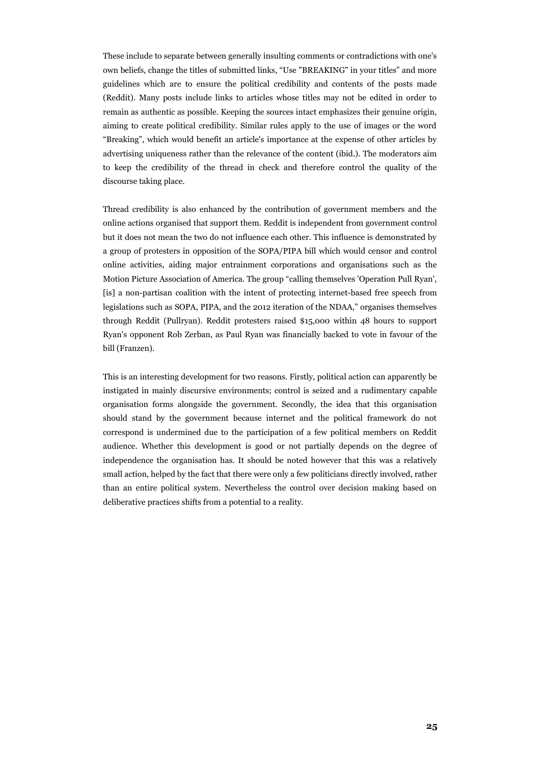These include to separate between generally insulting comments or contradictions with one's own beliefs, change the titles of submitted links, "Use "BREAKING" in your titles" and more guidelines which are to ensure the political credibility and contents of the posts made (Reddit). Many posts include links to articles whose titles may not be edited in order to remain as authentic as possible. Keeping the sources intact emphasizes their genuine origin, aiming to create political credibility. Similar rules apply to the use of images or the word "Breaking", which would benefit an article's importance at the expense of other articles by advertising uniqueness rather than the relevance of the content (ibid.). The moderators aim to keep the credibility of the thread in check and therefore control the quality of the discourse taking place.

Thread credibility is also enhanced by the contribution of government members and the online actions organised that support them. Reddit is independent from government control but it does not mean the two do not influence each other. This influence is demonstrated by a group of protesters in opposition of the SOPA/PIPA bill which would censor and control online activities, aiding major entrainment corporations and organisations such as the Motion Picture Association of America. The group "calling themselves 'Operation Pull Ryan', [is] a non-partisan coalition with the intent of protecting internet-based free speech from legislations such as SOPA, PIPA, and the 2012 iteration of the NDAA," organises themselves through Reddit (Pullryan). Reddit protesters raised $15,000 within 48 hours to support Ryan's opponent Rob Zerban, as Paul Ryan was financially backed to vote in favour of the bill (Franzen).

This is an interesting development for two reasons. Firstly, political action can apparently be instigated in mainly discursive environments; control is seized and a rudimentary capable organisation forms alongside the government. Secondly, the idea that this organisation should stand by the government because internet and the political framework do not correspond is undermined due to the participation of a few political members on Reddit audience. Whether this development is good or not partially depends on the degree of independence the organisation has. It should be noted however that this was a relatively small action, helped by the fact that there were only a few politicians directly involved, rather than an entire political system. Nevertheless the control over decision making based on deliberative practices shifts from a potential to a reality.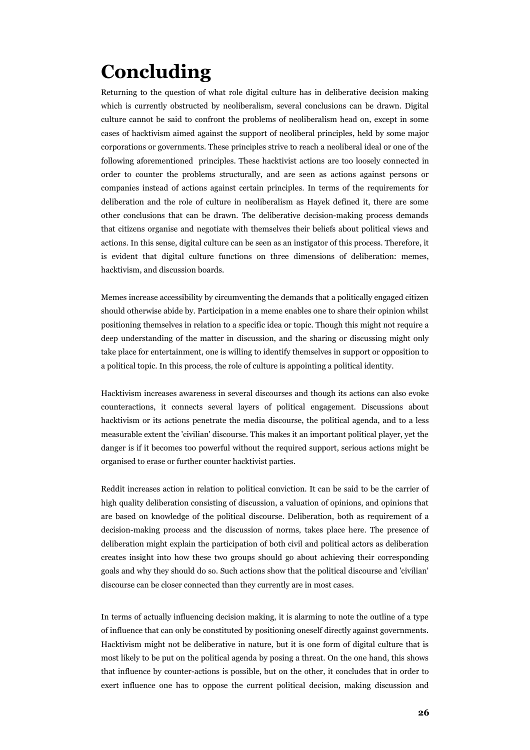# Concluding

Returning to the question of what role digital culture has in deliberative decision making which is currently obstructed by neoliberalism, several conclusions can be drawn. Digital culture cannot be said to confront the problems of neoliberalism head on, except in some cases of hacktivism aimed against the support of neoliberal principles, held by some major corporations or governments. These principles strive to reach a neoliberal ideal or one of the following aforementioned principles. These hacktivist actions are too loosely connected in order to counter the problems structurally, and are seen as actions against persons or companies instead of actions against certain principles. In terms of the requirements for deliberation and the role of culture in neoliberalism as Hayek defined it, there are some other conclusions that can be drawn. The deliberative decision-making process demands that citizens organise and negotiate with themselves their beliefs about political views and actions. In this sense, digital culture can be seen as an instigator of this process. Therefore, it is evident that digital culture functions on three dimensions of deliberation: memes, hacktivism, and discussion boards.

Memes increase accessibility by circumventing the demands that a politically engaged citizen should otherwise abide by. Participation in a meme enables one to share their opinion whilst positioning themselves in relation to a specific idea or topic. Though this might not require a deep understanding of the matter in discussion, and the sharing or discussing might only take place for entertainment, one is willing to identify themselves in support or opposition to a political topic. In this process, the role of culture is appointing a political identity.

Hacktivism increases awareness in several discourses and though its actions can also evoke counteractions, it connects several layers of political engagement. Discussions about hacktivism or its actions penetrate the media discourse, the political agenda, and to a less measurable extent the 'civilian' discourse. This makes it an important political player, yet the danger is if it becomes too powerful without the required support, serious actions might be organised to erase or further counter hacktivist parties.

Reddit increases action in relation to political conviction. It can be said to be the carrier of high quality deliberation consisting of discussion, a valuation of opinions, and opinions that are based on knowledge of the political discourse. Deliberation, both as requirement of a decision-making process and the discussion of norms, takes place here. The presence of deliberation might explain the participation of both civil and political actors as deliberation creates insight into how these two groups should go about achieving their corresponding goals and why they should do so. Such actions show that the political discourse and 'civilian' discourse can be closer connected than they currently are in most cases.

In terms of actually influencing decision making, it is alarming to note the outline of a type of influence that can only be constituted by positioning oneself directly against governments. Hacktivism might not be deliberative in nature, but it is one form of digital culture that is most likely to be put on the political agenda by posing a threat. On the one hand, this shows that influence by counter-actions is possible, but on the other, it concludes that in order to exert influence one has to oppose the current political decision, making discussion and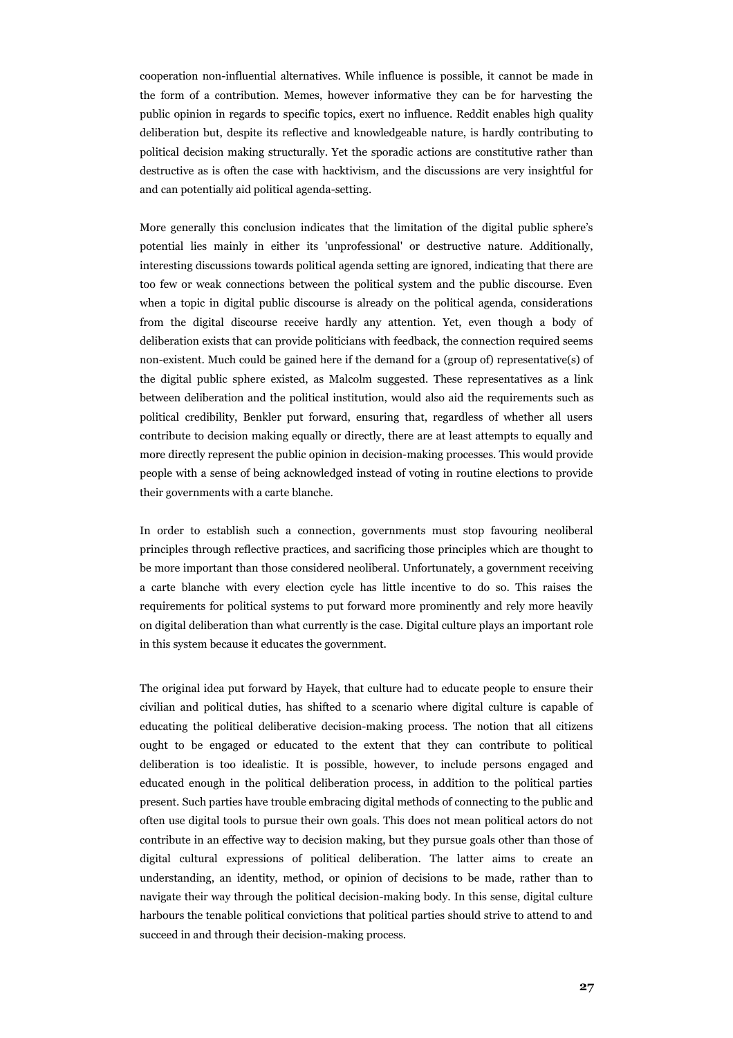cooperation non-influential alternatives. While influence is possible, it cannot be made in the form of a contribution. Memes, however informative they can be for harvesting the public opinion in regards to specific topics, exert no influence. Reddit enables high quality deliberation but, despite its reflective and knowledgeable nature, is hardly contributing to political decision making structurally. Yet the sporadic actions are constitutive rather than destructive as is often the case with hacktivism, and the discussions are very insightful for and can potentially aid political agenda-setting.

More generally this conclusion indicates that the limitation of the digital public sphere's potential lies mainly in either its 'unprofessional' or destructive nature. Additionally, interesting discussions towards political agenda setting are ignored, indicating that there are too few or weak connections between the political system and the public discourse. Even when a topic in digital public discourse is already on the political agenda, considerations from the digital discourse receive hardly any attention. Yet, even though a body of deliberation exists that can provide politicians with feedback, the connection required seems non-existent. Much could be gained here if the demand for a (group of) representative(s) of the digital public sphere existed, as Malcolm suggested. These representatives as a link between deliberation and the political institution, would also aid the requirements such as political credibility, Benkler put forward, ensuring that, regardless of whether all users contribute to decision making equally or directly, there are at least attempts to equally and more directly represent the public opinion in decision-making processes. This would provide people with a sense of being acknowledged instead of voting in routine elections to provide their governments with a carte blanche.

In order to establish such a connection, governments must stop favouring neoliberal principles through reflective practices, and sacrificing those principles which are thought to be more important than those considered neoliberal. Unfortunately, a government receiving a carte blanche with every election cycle has little incentive to do so. This raises the requirements for political systems to put forward more prominently and rely more heavily on digital deliberation than what currently is the case. Digital culture plays an important role in this system because it educates the government.

The original idea put forward by Hayek, that culture had to educate people to ensure their civilian and political duties, has shifted to a scenario where digital culture is capable of educating the political deliberative decision-making process. The notion that all citizens ought to be engaged or educated to the extent that they can contribute to political deliberation is too idealistic. It is possible, however, to include persons engaged and educated enough in the political deliberation process, in addition to the political parties present. Such parties have trouble embracing digital methods of connecting to the public and often use digital tools to pursue their own goals. This does not mean political actors do not contribute in an effective way to decision making, but they pursue goals other than those of digital cultural expressions of political deliberation. The latter aims to create an understanding, an identity, method, or opinion of decisions to be made, rather than to navigate their way through the political decision-making body. In this sense, digital culture harbours the tenable political convictions that political parties should strive to attend to and succeed in and through their decision-making process.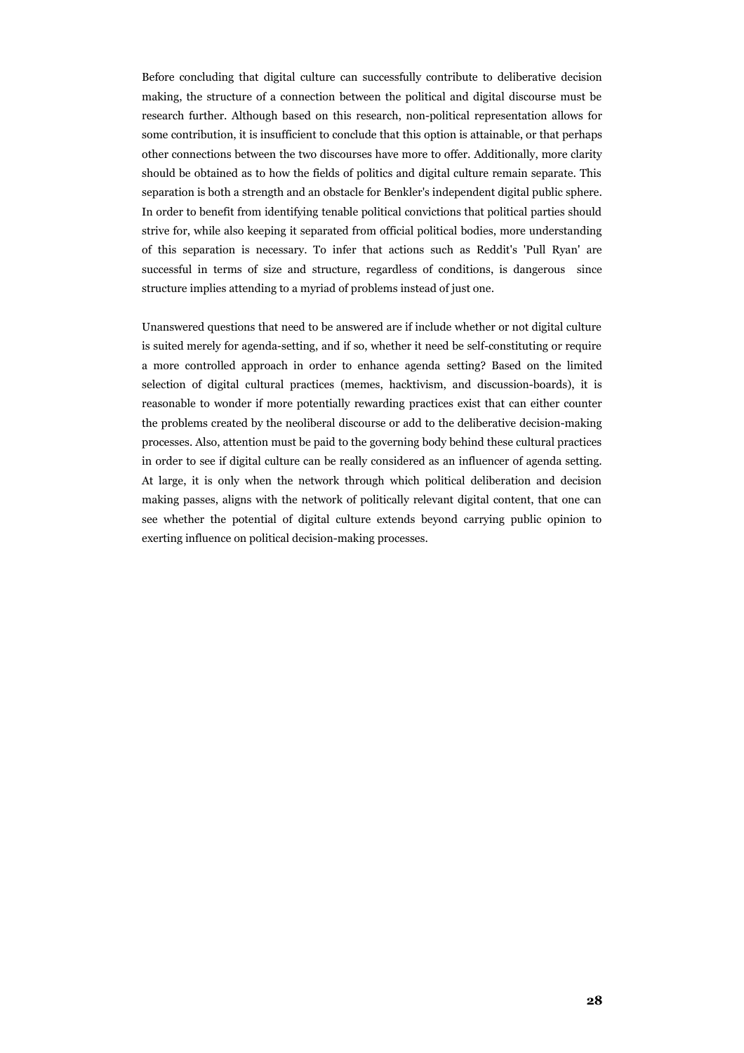Before concluding that digital culture can successfully contribute to deliberative decision making, the structure of a connection between the political and digital discourse must be research further. Although based on this research, non-political representation allows for some contribution, it is insufficient to conclude that this option is attainable, or that perhaps other connections between the two discourses have more to offer. Additionally, more clarity should be obtained as to how the fields of politics and digital culture remain separate. This separation is both a strength and an obstacle for Benkler's independent digital public sphere. In order to benefit from identifying tenable political convictions that political parties should strive for, while also keeping it separated from official political bodies, more understanding of this separation is necessary. To infer that actions such as Reddit's 'Pull Ryan' are successful in terms of size and structure, regardless of conditions, is dangerous since structure implies attending to a myriad of problems instead of just one.

Unanswered questions that need to be answered are if include whether or not digital culture is suited merely for agenda-setting, and if so, whether it need be self-constituting or require a more controlled approach in order to enhance agenda setting? Based on the limited selection of digital cultural practices (memes, hacktivism, and discussion-boards), it is reasonable to wonder if more potentially rewarding practices exist that can either counter the problems created by the neoliberal discourse or add to the deliberative decision-making processes. Also, attention must be paid to the governing body behind these cultural practices in order to see if digital culture can be really considered as an influencer of agenda setting. At large, it is only when the network through which political deliberation and decision making passes, aligns with the network of politically relevant digital content, that one can see whether the potential of digital culture extends beyond carrying public opinion to exerting influence on political decision-making processes.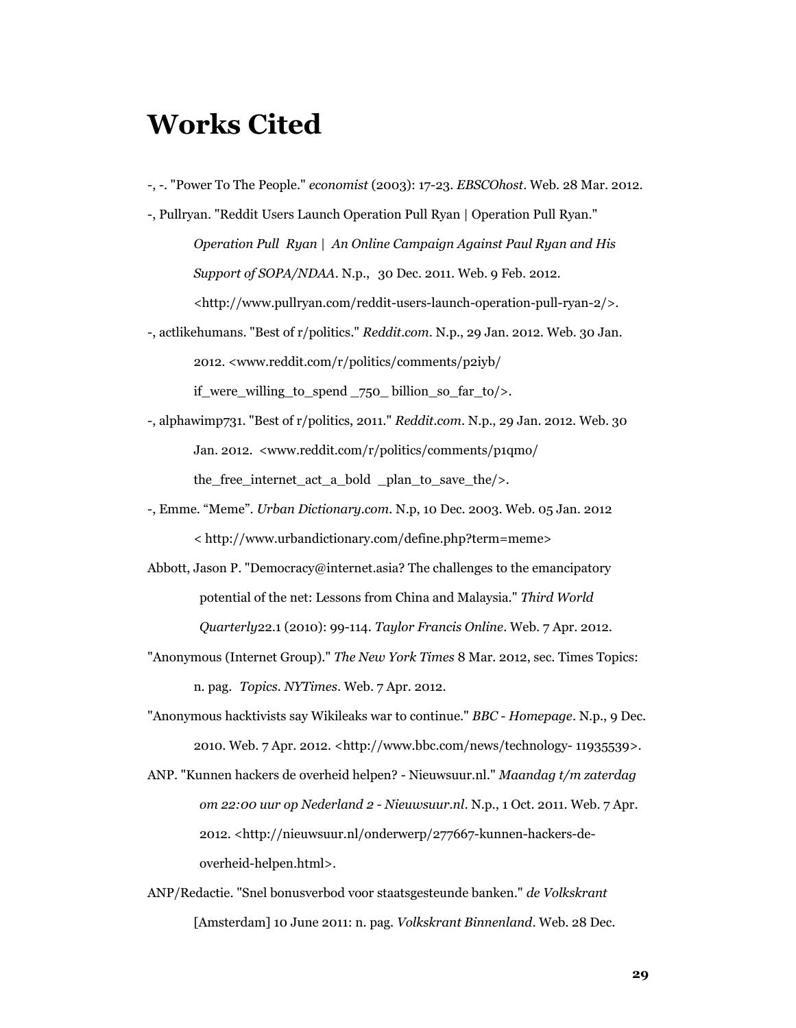# Works Cited

-, -. "Power To The People." *economist* (2003): 17-23. *EBSCOhost*. Web. 28 Mar. 2012.

-, Pullryan. "Reddit Users Launch Operation Pull Ryan | Operation Pull Ryan." *Operation Pull Ryan | An Online Campaign Against Paul Ryan and His Support of SOPA/NDAA*. N.p., 30 Dec. 2011. Web. 9 Feb. 2012. <http://www.pullryan.com/reddit-users-launch-operation-pull-ryan-2/>.

-, actlikehumans. "Best of r/politics." *Reddit.com*. N.p., 29 Jan. 2012. Web. 30 Jan. 2012. <www.reddit.com/r/politics/comments/p2iyb/ if_were_willing_to_spend _750_ billion_so_far_to/>.

-, alphawimp731. "Best of r/politics, 2011." *Reddit.com*. N.p., 29 Jan. 2012. Web. 30 Jan. 2012. <www.reddit.com/r/politics/comments/p1qmo/ the_free_internet_act_a_bold _plan_to_save_the/>.

-, Emme. "Meme". *Urban Dictionary.com*. N.p, 10 Dec. 2003. Web. 05 Jan. 2012 < http://www.urbandictionary.com/define.php?term=meme>

Abbott, Jason P. "Democracy@internet.asia? The challenges to the emancipatory potential of the net: Lessons from China and Malaysia." *Third World Quarterly*22.1 (2010): 99-114. *Taylor Francis Online*. Web. 7 Apr. 2012.

"Anonymous (Internet Group)." *The New York Times* 8 Mar. 2012, sec. Times Topics: n. pag. *Topics. NYTimes*. Web. 7 Apr. 2012.

"Anonymous hacktivists say Wikileaks war to continue." *BBC - Homepage*. N.p., 9 Dec. 2010. Web. 7 Apr. 2012. <http://www.bbc.com/news/technology- 11935539>.

ANP. "Kunnen hackers de overheid helpen? - Nieuwsuur.nl." *Maandag t/m zaterdag om 22:00 uur op Nederland 2 - Nieuwsuur.nl*. N.p., 1 Oct. 2011. Web. 7 Apr. 2012. <http://nieuwsuur.nl/onderwerp/277667-kunnen-hackers-de-overheid-helpen.html>.

ANP/Redactie. "Snel bonusverbod voor staatsgesteunde banken." *de Volkskrant* [Amsterdam] 10 June 2011: n. pag. *Volkskrant Binnenland*. Web. 28 Dec.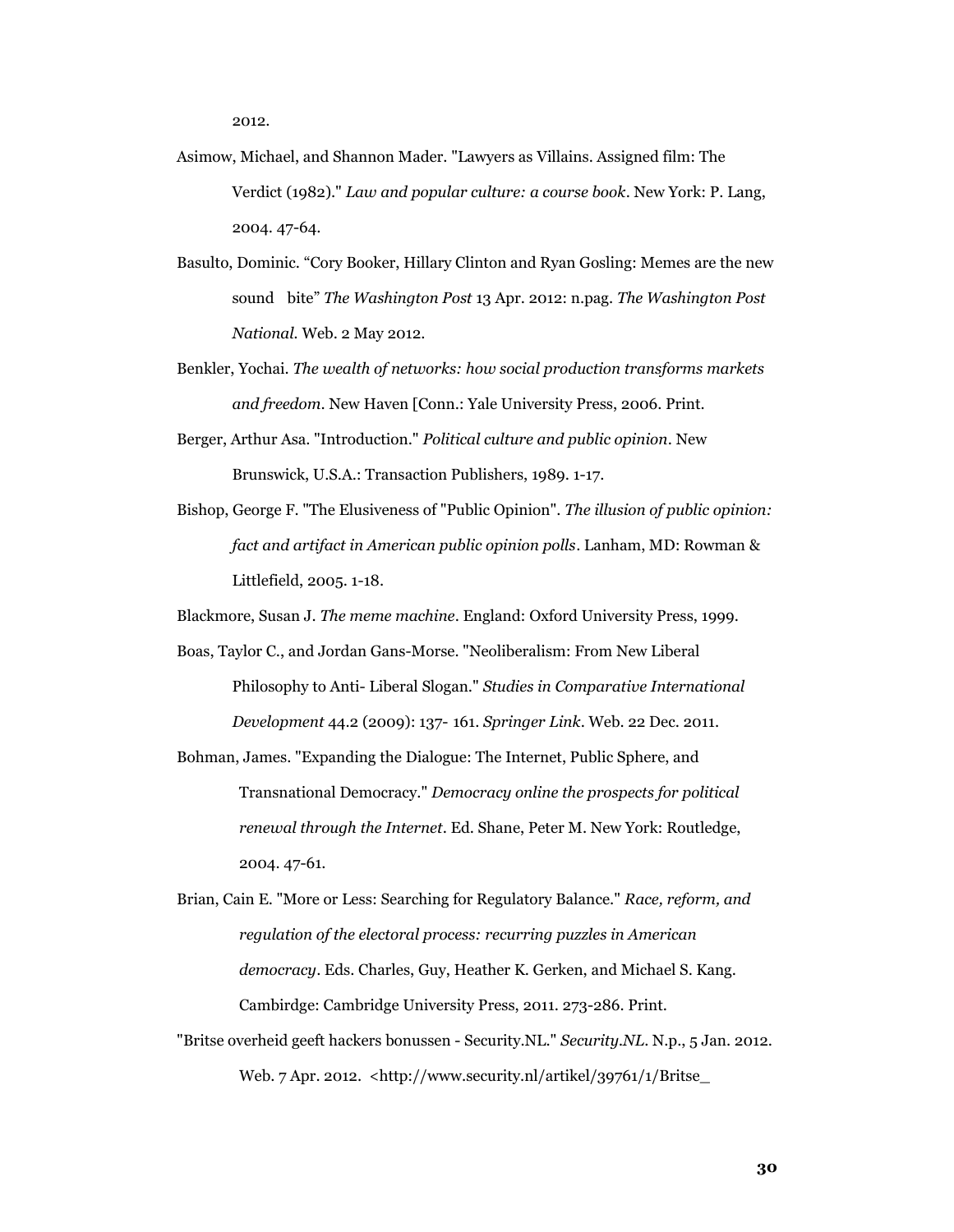2012.

Asimow, Michael, and Shannon Mader. "Lawyers as Villains. Assigned film: The Verdict (1982)." *Law and popular culture: a course book*. New York: P. Lang, 2004. 47-64.

Basulto, Dominic. "Cory Booker, Hillary Clinton and Ryan Gosling: Memes are the new sound bite" *The Washington Post* 13 Apr. 2012: n.pag. *The Washington Post National*. Web. 2 May 2012.

Benkler, Yochai. *The wealth of networks: how social production transforms markets and freedom*. New Haven [Conn.: Yale University Press, 2006. Print.

Berger, Arthur Asa. "Introduction." *Political culture and public opinion*. New Brunswick, U.S.A.: Transaction Publishers, 1989. 1-17.

Bishop, George F. "The Elusiveness of "Public Opinion". *The illusion of public opinion: fact and artifact in American public opinion polls*. Lanham, MD: Rowman & Littlefield, 2005. 1-18.

Blackmore, Susan J. *The meme machine*. England: Oxford University Press, 1999.

Boas, Taylor C., and Jordan Gans-Morse. "Neoliberalism: From New Liberal Philosophy to Anti- Liberal Slogan." *Studies in Comparative International Development* 44.2 (2009): 137- 161. *Springer Link*. Web. 22 Dec. 2011.

Bohman, James. "Expanding the Dialogue: The Internet, Public Sphere, and Transnational Democracy." *Democracy online the prospects for political renewal through the Internet*. Ed. Shane, Peter M. New York: Routledge, 2004. 47-61.

Brian, Cain E. "More or Less: Searching for Regulatory Balance." *Race, reform, and regulation of the electoral process: recurring puzzles in American democracy*. Eds. Charles, Guy, Heather K. Gerken, and Michael S. Kang. Cambirdge: Cambridge University Press, 2011. 273-286. Print.

"Britse overheid geeft hackers bonussen - Security.NL." *Security.NL*. N.p., 5 Jan. 2012. Web. 7 Apr. 2012. <http://www.security.nl/artikel/39761/1/Britse_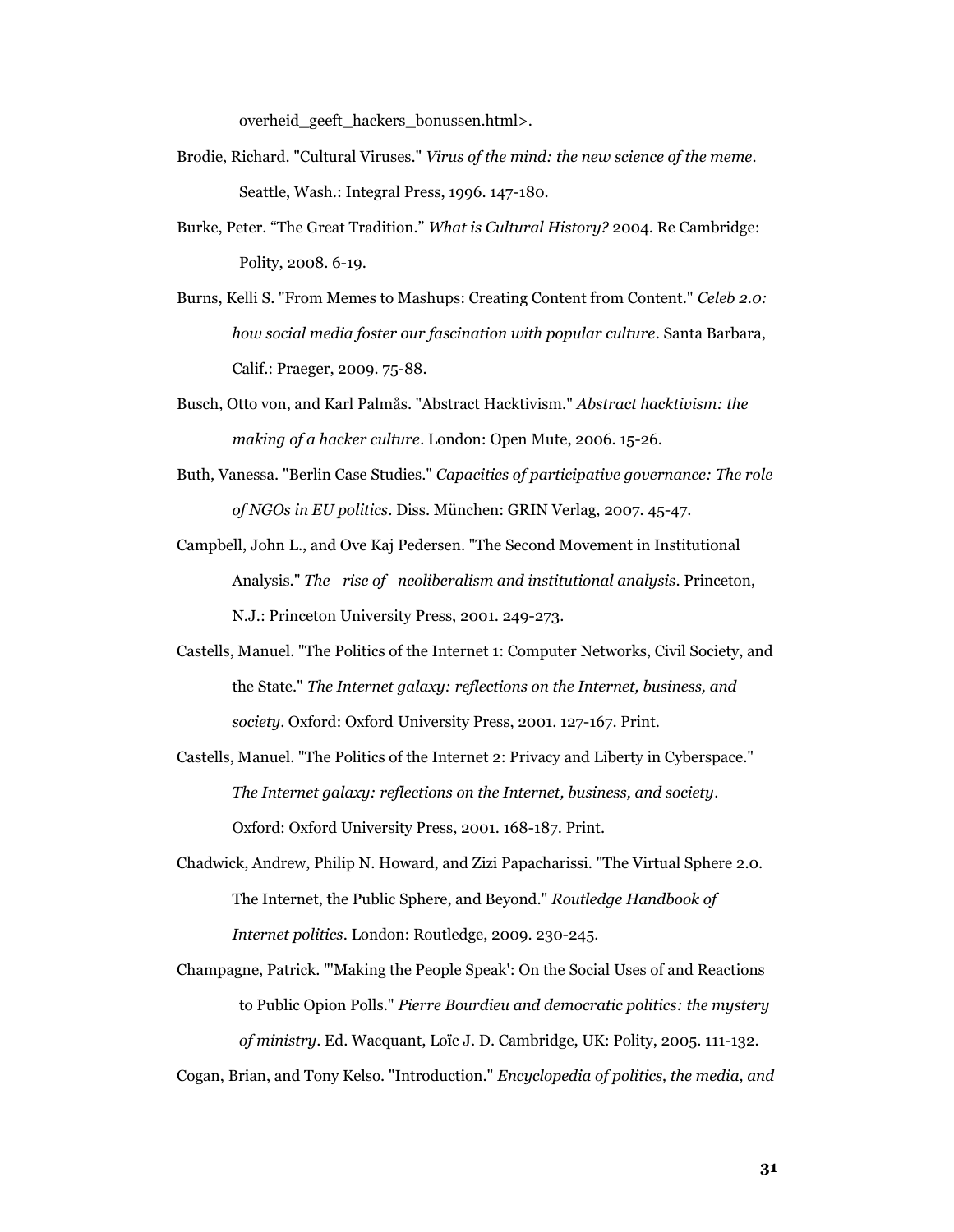overheid_geeft_hackers_bonussen.html>.

Brodie, Richard. "Cultural Viruses." *Virus of the mind: the new science of the meme*. Seattle, Wash.: Integral Press, 1996. 147-180.

Burke, Peter. "The Great Tradition." *What is Cultural History?* 2004. Re Cambridge: Polity, 2008. 6-19.

Burns, Kelli S. "From Memes to Mashups: Creating Content from Content." *Celeb 2.0: how social media foster our fascination with popular culture*. Santa Barbara, Calif.: Praeger, 2009. 75-88.

Busch, Otto von, and Karl Palmås. "Abstract Hacktivism." *Abstract hacktivism: the making of a hacker culture*. London: Open Mute, 2006. 15-26.

Buth, Vanessa. "Berlin Case Studies." *Capacities of participative governance: The role of NGOs in EU politics*. Diss. München: GRIN Verlag, 2007. 45-47.

Campbell, John L., and Ove Kaj Pedersen. "The Second Movement in Institutional Analysis." *The rise of neoliberalism and institutional analysis*. Princeton, N.J.: Princeton University Press, 2001. 249-273.

Castells, Manuel. "The Politics of the Internet 1: Computer Networks, Civil Society, and the State." *The Internet galaxy: reflections on the Internet, business, and society*. Oxford: Oxford University Press, 2001. 127-167. Print.

Castells, Manuel. "The Politics of the Internet 2: Privacy and Liberty in Cyberspace." *The Internet galaxy: reflections on the Internet, business, and society*. Oxford: Oxford University Press, 2001. 168-187. Print.

Chadwick, Andrew, Philip N. Howard, and Zizi Papacharissi. "The Virtual Sphere 2.0. The Internet, the Public Sphere, and Beyond." *Routledge Handbook of Internet politics*. London: Routledge, 2009. 230-245.

Champagne, Patrick. "'Making the People Speak': On the Social Uses of and Reactions to Public Opion Polls." *Pierre Bourdieu and democratic politics: the mystery of ministry*. Ed. Wacquant, Loïc J. D. Cambridge, UK: Polity, 2005. 111-132.

Cogan, Brian, and Tony Kelso. "Introduction." *Encyclopedia of politics, the media, and*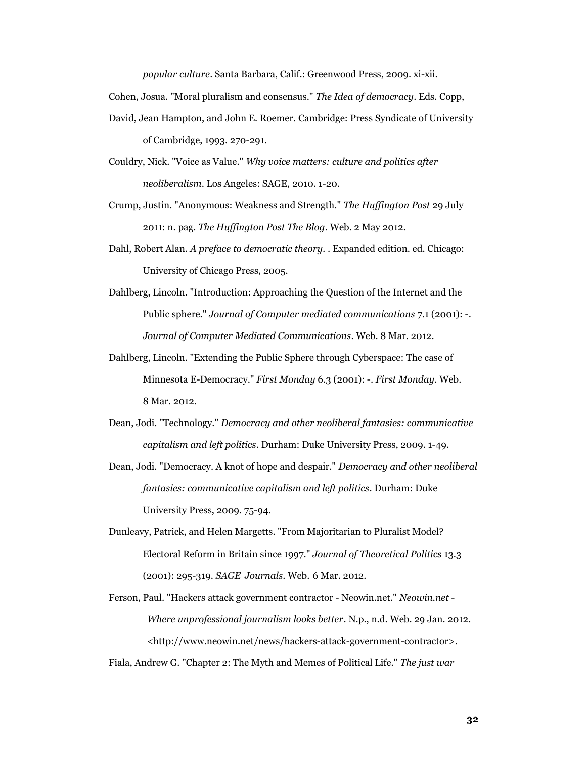*popular culture*. Santa Barbara, Calif.: Greenwood Press, 2009. xi-xii.

Cohen, Josua. "Moral pluralism and consensus." *The Idea of democracy*. Eds. Copp, David, Jean Hampton, and John E. Roemer. Cambridge: Press Syndicate of University of Cambridge, 1993. 270-291.

Couldry, Nick. "Voice as Value." *Why voice matters: culture and politics after neoliberalism*. Los Angeles: SAGE, 2010. 1-20.

Crump, Justin. "Anonymous: Weakness and Strength." *The Huffington Post* 29 July 2011: n. pag. *The Huffington Post The Blog*. Web. 2 May 2012.

Dahl, Robert Alan. *A preface to democratic theory*. . Expanded edition. ed. Chicago: University of Chicago Press, 2005.

Dahlberg, Lincoln. "Introduction: Approaching the Question of the Internet and the Public sphere." *Journal of Computer mediated communications* 7.1 (2001): -. *Journal of Computer Mediated Communications*. Web. 8 Mar. 2012.

Dahlberg, Lincoln. "Extending the Public Sphere through Cyberspace: The case of Minnesota E-Democracy." *First Monday* 6.3 (2001): -. *First Monday*. Web. 8 Mar. 2012.

Dean, Jodi. "Technology." *Democracy and other neoliberal fantasies: communicative capitalism and left politics*. Durham: Duke University Press, 2009. 1-49.

Dean, Jodi. "Democracy. A knot of hope and despair." *Democracy and other neoliberal fantasies: communicative capitalism and left politics*. Durham: Duke University Press, 2009. 75-94.

Dunleavy, Patrick, and Helen Margetts. "From Majoritarian to Pluralist Model? Electoral Reform in Britain since 1997." *Journal of Theoretical Politics* 13.3 (2001): 295-319. *SAGE Journals*. Web. 6 Mar. 2012.

Ferson, Paul. "Hackers attack government contractor - Neowin.net." *Neowin.net - Where unprofessional journalism looks better*. N.p., n.d. Web. 29 Jan. 2012. <http://www.neowin.net/news/hackers-attack-government-contractor>.

Fiala, Andrew G. "Chapter 2: The Myth and Memes of Political Life." *The just war*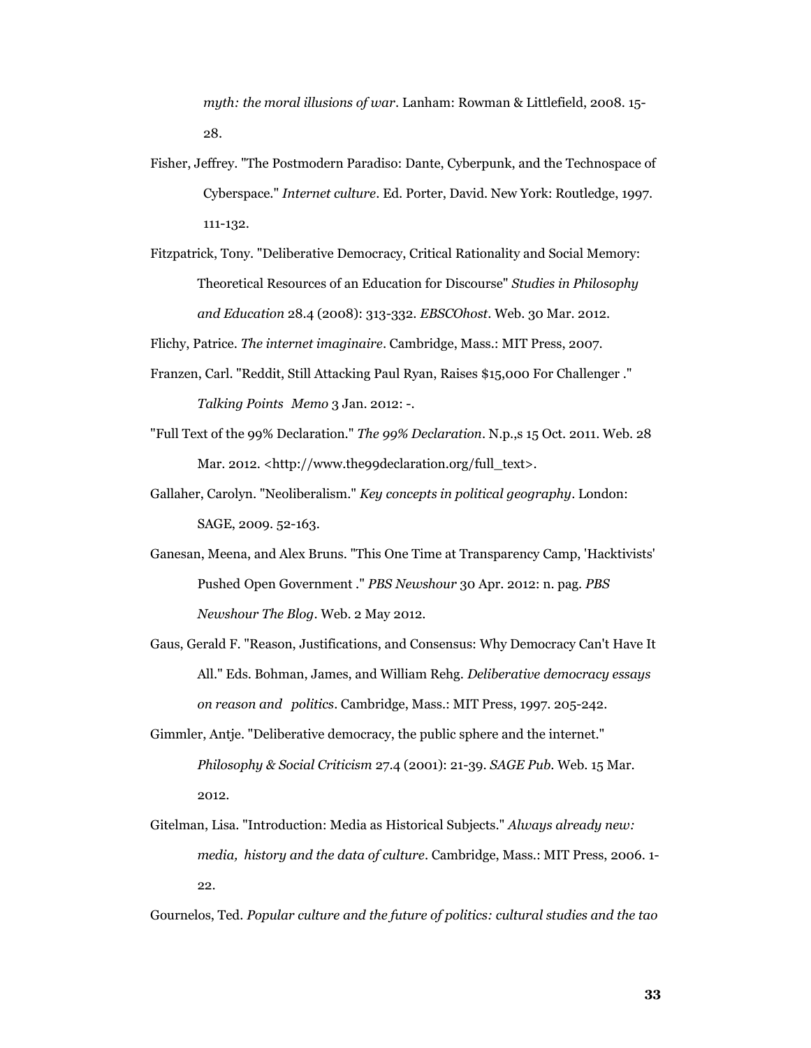*myth: the moral illusions of war*. Lanham: Rowman & Littlefield, 2008. 15-28.

Fisher, Jeffrey. "The Postmodern Paradiso: Dante, Cyberpunk, and the Technospace of Cyberspace." *Internet culture*. Ed. Porter, David. New York: Routledge, 1997. 111-132.

Fitzpatrick, Tony. "Deliberative Democracy, Critical Rationality and Social Memory: Theoretical Resources of an Education for Discourse" *Studies in Philosophy and Education* 28.4 (2008): 313-332. *EBSCOhost*. Web. 30 Mar. 2012.

Flichy, Patrice. *The internet imaginaire*. Cambridge, Mass.: MIT Press, 2007.

Franzen, Carl. "Reddit, Still Attacking Paul Ryan, Raises $15,000 For Challenger ." *Talking Points Memo* 3 Jan. 2012: -.

"Full Text of the 99% Declaration." *The 99% Declaration*. N.p.,s 15 Oct. 2011. Web. 28 Mar. 2012. <http://www.the99declaration.org/full_text>.

Gallaher, Carolyn. "Neoliberalism." *Key concepts in political geography*. London: SAGE, 2009. 52-163.

Ganesan, Meena, and Alex Bruns. "This One Time at Transparency Camp, 'Hacktivists' Pushed Open Government ." *PBS Newshour* 30 Apr. 2012: n. pag. *PBS Newshour The Blog*. Web. 2 May 2012.

Gaus, Gerald F. "Reason, Justifications, and Consensus: Why Democracy Can't Have It All." Eds. Bohman, James, and William Rehg. *Deliberative democracy essays on reason and politics*. Cambridge, Mass.: MIT Press, 1997. 205-242.

Gimmler, Antje. "Deliberative democracy, the public sphere and the internet." *Philosophy & Social Criticism* 27.4 (2001): 21-39. *SAGE Pub*. Web. 15 Mar. 2012.

Gitelman, Lisa. "Introduction: Media as Historical Subjects." *Always already new: media, history and the data of culture*. Cambridge, Mass.: MIT Press, 2006. 1-22.

Gournelos, Ted. *Popular culture and the future of politics: cultural studies and the tao*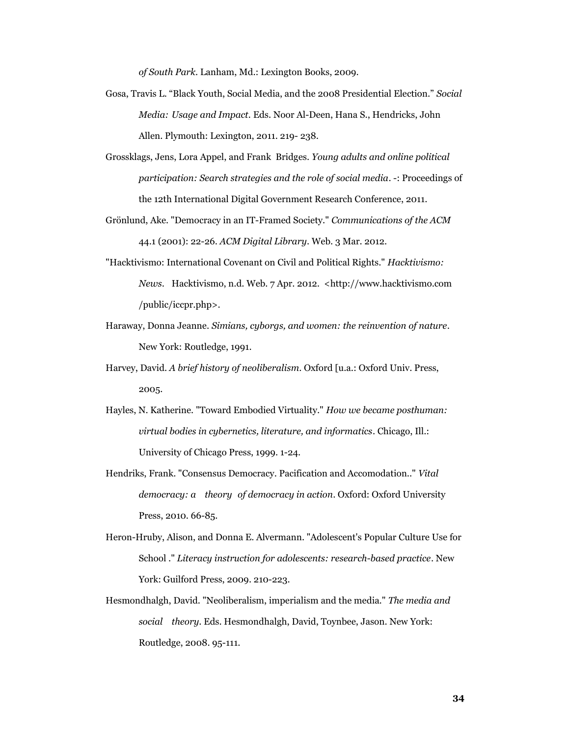*of South Park*. Lanham, Md.: Lexington Books, 2009.

Gosa, Travis L. "Black Youth, Social Media, and the 2008 Presidential Election." *Social Media: Usage and Impact*. Eds. Noor Al-Deen, Hana S., Hendricks, John Allen. Plymouth: Lexington, 2011. 219- 238.

Grossklags, Jens, Lora Appel, and Frank Bridges. *Young adults and online political participation: Search strategies and the role of social media*. -: Proceedings of the 12th International Digital Government Research Conference, 2011.

Grönlund, Ake. "Democracy in an IT-Framed Society." *Communications of the ACM* 44.1 (2001): 22-26. *ACM Digital Library*. Web. 3 Mar. 2012.

"Hacktivismo: International Covenant on Civil and Political Rights." *Hacktivismo: News*. Hacktivismo, n.d. Web. 7 Apr. 2012. <http://www.hacktivismo.com /public/iccpr.php>.

Haraway, Donna Jeanne. *Simians, cyborgs, and women: the reinvention of nature*. New York: Routledge, 1991.

Harvey, David. *A brief history of neoliberalism*. Oxford [u.a.: Oxford Univ. Press, 2005.

Hayles, N. Katherine. "Toward Embodied Virtuality." *How we became posthuman: virtual bodies in cybernetics, literature, and informatics*. Chicago, Ill.: University of Chicago Press, 1999. 1-24.

Hendriks, Frank. "Consensus Democracy. Pacification and Accomodation.." *Vital democracy: a theory of democracy in action*. Oxford: Oxford University Press, 2010. 66-85.

Heron-Hruby, Alison, and Donna E. Alvermann. "Adolescent's Popular Culture Use for School ." *Literacy instruction for adolescents: research-based practice*. New York: Guilford Press, 2009. 210-223.

Hesmondhalgh, David. "Neoliberalism, imperialism and the media." *The media and social theory*. Eds. Hesmondhalgh, David, Toynbee, Jason. New York: Routledge, 2008. 95-111.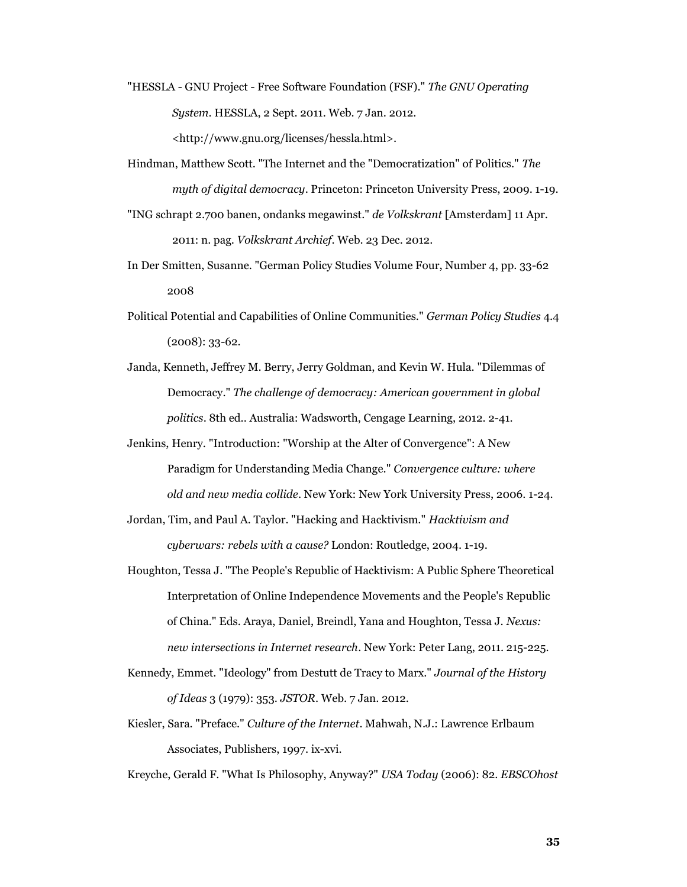"HESSLA - GNU Project - Free Software Foundation (FSF)." *The GNU Operating System*. HESSLA, 2 Sept. 2011. Web. 7 Jan. 2012. <http://www.gnu.org/licenses/hessla.html>.

Hindman, Matthew Scott. "The Internet and the "Democratization" of Politics." *The myth of digital democracy*. Princeton: Princeton University Press, 2009. 1-19.

"ING schrapt 2.700 banen, ondanks megawinst." *de Volkskrant* [Amsterdam] 11 Apr. 2011: n. pag. *Volkskrant Archief*. Web. 23 Dec. 2012.

In Der Smitten, Susanne. "German Policy Studies Volume Four, Number 4, pp. 33-62 2008

Political Potential and Capabilities of Online Communities." *German Policy Studies* 4.4 (2008): 33-62.

Janda, Kenneth, Jeffrey M. Berry, Jerry Goldman, and Kevin W. Hula. "Dilemmas of Democracy." *The challenge of democracy: American government in global politics*. 8th ed.. Australia: Wadsworth, Cengage Learning, 2012. 2-41.

Jenkins, Henry. "Introduction: "Worship at the Alter of Convergence": A New Paradigm for Understanding Media Change." *Convergence culture: where old and new media collide*. New York: New York University Press, 2006. 1-24.

Jordan, Tim, and Paul A. Taylor. "Hacking and Hacktivism." *Hacktivism and cyberwars: rebels with a cause?* London: Routledge, 2004. 1-19.

Houghton, Tessa J. "The People's Republic of Hacktivism: A Public Sphere Theoretical Interpretation of Online Independence Movements and the People's Republic of China." Eds. Araya, Daniel, Breindl, Yana and Houghton, Tessa J. *Nexus: new intersections in Internet research*. New York: Peter Lang, 2011. 215-225.

Kennedy, Emmet. "Ideology" from Destutt de Tracy to Marx." *Journal of the History of Ideas* 3 (1979): 353. *JSTOR*. Web. 7 Jan. 2012.

Kiesler, Sara. "Preface." *Culture of the Internet*. Mahwah, N.J.: Lawrence Erlbaum Associates, Publishers, 1997. ix-xvi.

Kreyche, Gerald F. "What Is Philosophy, Anyway?" *USA Today* (2006): 82. *EBSCOhost*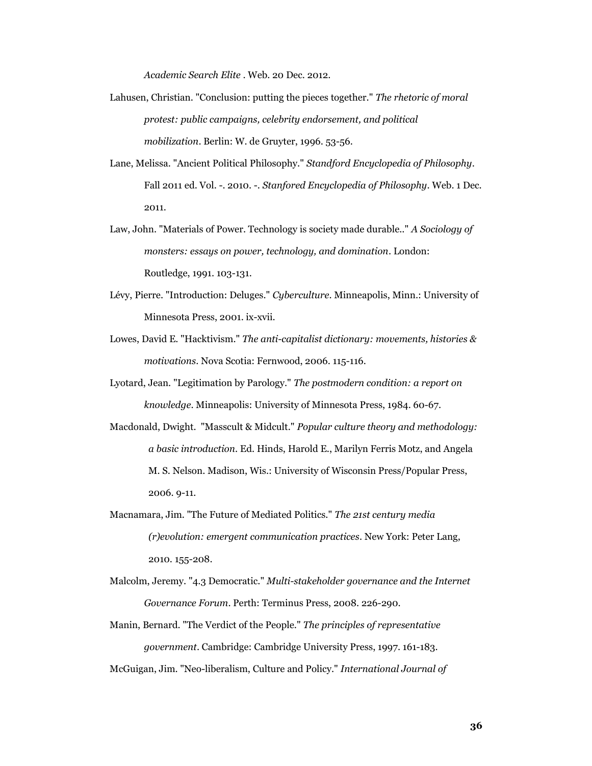*Academic Search Elite* . Web. 20 Dec. 2012.

Lahusen, Christian. "Conclusion: putting the pieces together." *The rhetoric of moral protest: public campaigns, celebrity endorsement, and political mobilization*. Berlin: W. de Gruyter, 1996. 53-56.

Lane, Melissa. "Ancient Political Philosophy." *Standford Encyclopedia of Philosophy*. Fall 2011 ed. Vol. -. 2010. -. *Stanfored Encyclopedia of Philosophy*. Web. 1 Dec. 2011.

Law, John. "Materials of Power. Technology is society made durable.." *A Sociology of monsters: essays on power, technology, and domination*. London: Routledge, 1991. 103-131.

Lévy, Pierre. "Introduction: Deluges." *Cyberculture*. Minneapolis, Minn.: University of Minnesota Press, 2001. ix-xvii.

Lowes, David E. "Hacktivism." *The anti-capitalist dictionary: movements, histories & motivations*. Nova Scotia: Fernwood, 2006. 115-116.

Lyotard, Jean. "Legitimation by Parology." *The postmodern condition: a report on knowledge*. Minneapolis: University of Minnesota Press, 1984. 60-67.

Macdonald, Dwight. "Masscult & Midcult." *Popular culture theory and methodology: a basic introduction.* Ed. Hinds, Harold E., Marilyn Ferris Motz, and Angela M. S. Nelson. Madison, Wis.: University of Wisconsin Press/Popular Press, 2006. 9-11.

Macnamara, Jim. "The Future of Mediated Politics." *The 21st century media (r)evolution: emergent communication practices*. New York: Peter Lang, 2010. 155-208.

Malcolm, Jeremy. "4.3 Democratic." *Multi-stakeholder governance and the Internet Governance Forum*. Perth: Terminus Press, 2008. 226-290.

Manin, Bernard. "The Verdict of the People." *The principles of representative government*. Cambridge: Cambridge University Press, 1997. 161-183.

McGuigan, Jim. "Neo-liberalism, Culture and Policy." *International Journal of*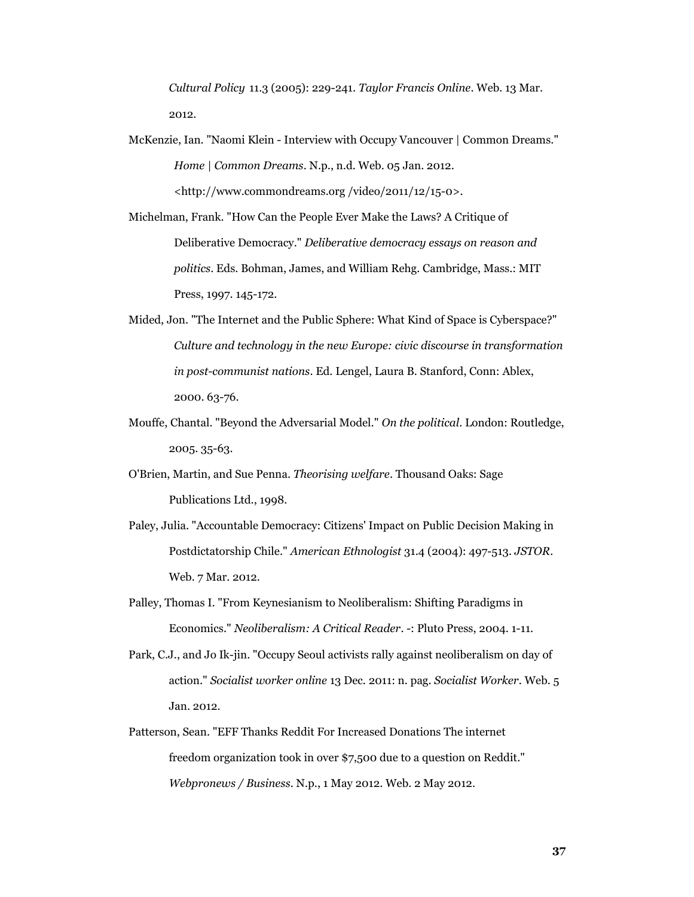*Cultural Policy* 11.3 (2005): 229-241. *Taylor Francis Online*. Web. 13 Mar. 2012.

McKenzie, Ian. "Naomi Klein - Interview with Occupy Vancouver | Common Dreams." *Home | Common Dreams*. N.p., n.d. Web. 05 Jan. 2012. <http://www.commondreams.org /video/2011/12/15-0>.

Michelman, Frank. "How Can the People Ever Make the Laws? A Critique of Deliberative Democracy." *Deliberative democracy essays on reason and politics*. Eds. Bohman, James, and William Rehg. Cambridge, Mass.: MIT Press, 1997. 145-172.

Mided, Jon. "The Internet and the Public Sphere: What Kind of Space is Cyberspace?" *Culture and technology in the new Europe: civic discourse in transformation in post-communist nations*. Ed. Lengel, Laura B. Stanford, Conn: Ablex, 2000. 63-76.

Mouffe, Chantal. "Beyond the Adversarial Model." *On the political*. London: Routledge, 2005. 35-63.

O'Brien, Martin, and Sue Penna. *Theorising welfare*. Thousand Oaks: Sage Publications Ltd., 1998.

Paley, Julia. "Accountable Democracy: Citizens' Impact on Public Decision Making in Postdictatorship Chile." *American Ethnologist* 31.4 (2004): 497-513. *JSTOR*. Web. 7 Mar. 2012.

Palley, Thomas I. "From Keynesianism to Neoliberalism: Shifting Paradigms in Economics." *Neoliberalism: A Critical Reader*. -: Pluto Press, 2004. 1-11.

Park, C.J., and Jo Ik-jin. "Occupy Seoul activists rally against neoliberalism on day of action." *Socialist worker online* 13 Dec. 2011: n. pag. *Socialist Worker*. Web. 5 Jan. 2012.

Patterson, Sean. "EFF Thanks Reddit For Increased Donations The internet freedom organization took in over $7,500 due to a question on Reddit." *Webpronews / Business*. N.p., 1 May 2012. Web. 2 May 2012.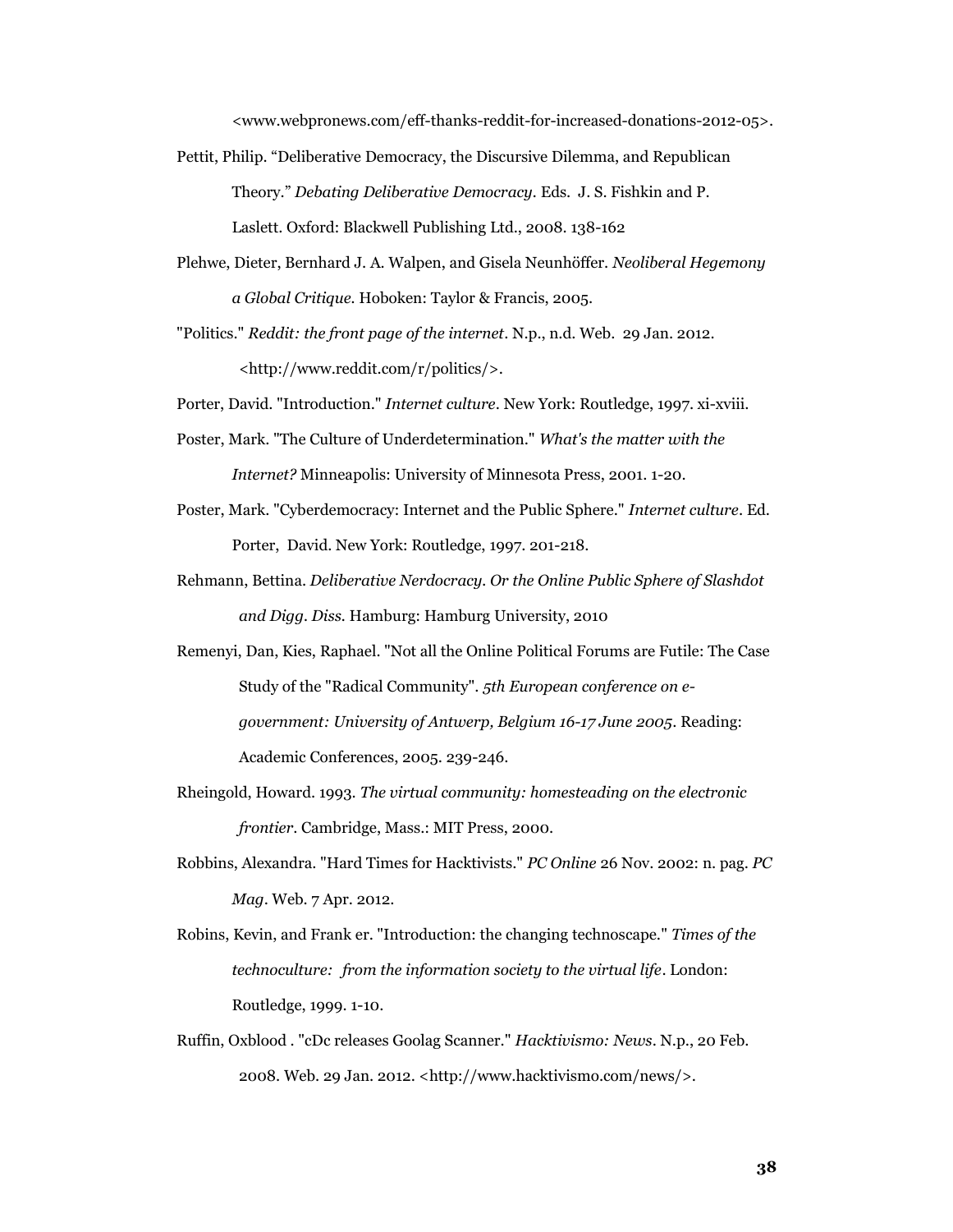<www.webpronews.com/eff-thanks-reddit-for-increased-donations-2012-05>.

Pettit, Philip. "Deliberative Democracy, the Discursive Dilemma, and Republican Theory." *Debating Deliberative Democracy*. Eds. J. S. Fishkin and P. Laslett. Oxford: Blackwell Publishing Ltd., 2008. 138-162

Plehwe, Dieter, Bernhard J. A. Walpen, and Gisela Neunhöffer. *Neoliberal Hegemony a Global Critique*. Hoboken: Taylor & Francis, 2005.

"Politics." *Reddit: the front page of the internet*. N.p., n.d. Web. 29 Jan. 2012. <http://www.reddit.com/r/politics/>.

Porter, David. "Introduction." *Internet culture*. New York: Routledge, 1997. xi-xviii.

Poster, Mark. "The Culture of Underdetermination." *What's the matter with the Internet?* Minneapolis: University of Minnesota Press, 2001. 1-20.

Poster, Mark. "Cyberdemocracy: Internet and the Public Sphere." *Internet culture*. Ed. Porter, David. New York: Routledge, 1997. 201-218.

Rehmann, Bettina. *Deliberative Nerdocracy. Or the Online Public Sphere of Slashdot and Digg. Diss.* Hamburg: Hamburg University, 2010

Remenyi, Dan, Kies, Raphael. "Not all the Online Political Forums are Futile: The Case Study of the "Radical Community". *5th European conference on e-government: University of Antwerp, Belgium 16-17 June 2005*. Reading: Academic Conferences, 2005. 239-246.

Rheingold, Howard. 1993. *The virtual community: homesteading on the electronic frontier*. Cambridge, Mass.: MIT Press, 2000.

Robbins, Alexandra. "Hard Times for Hacktivists." *PC Online* 26 Nov. 2002: n. pag. *PC Mag*. Web. 7 Apr. 2012.

Robins, Kevin, and Frank er. "Introduction: the changing technoscape." *Times of the technoculture: from the information society to the virtual life*. London: Routledge, 1999. 1-10.

Ruffin, Oxblood . "cDc releases Goolag Scanner." *Hacktivismo: News*. N.p., 20 Feb. 2008. Web. 29 Jan. 2012. <http://www.hacktivismo.com/news/>.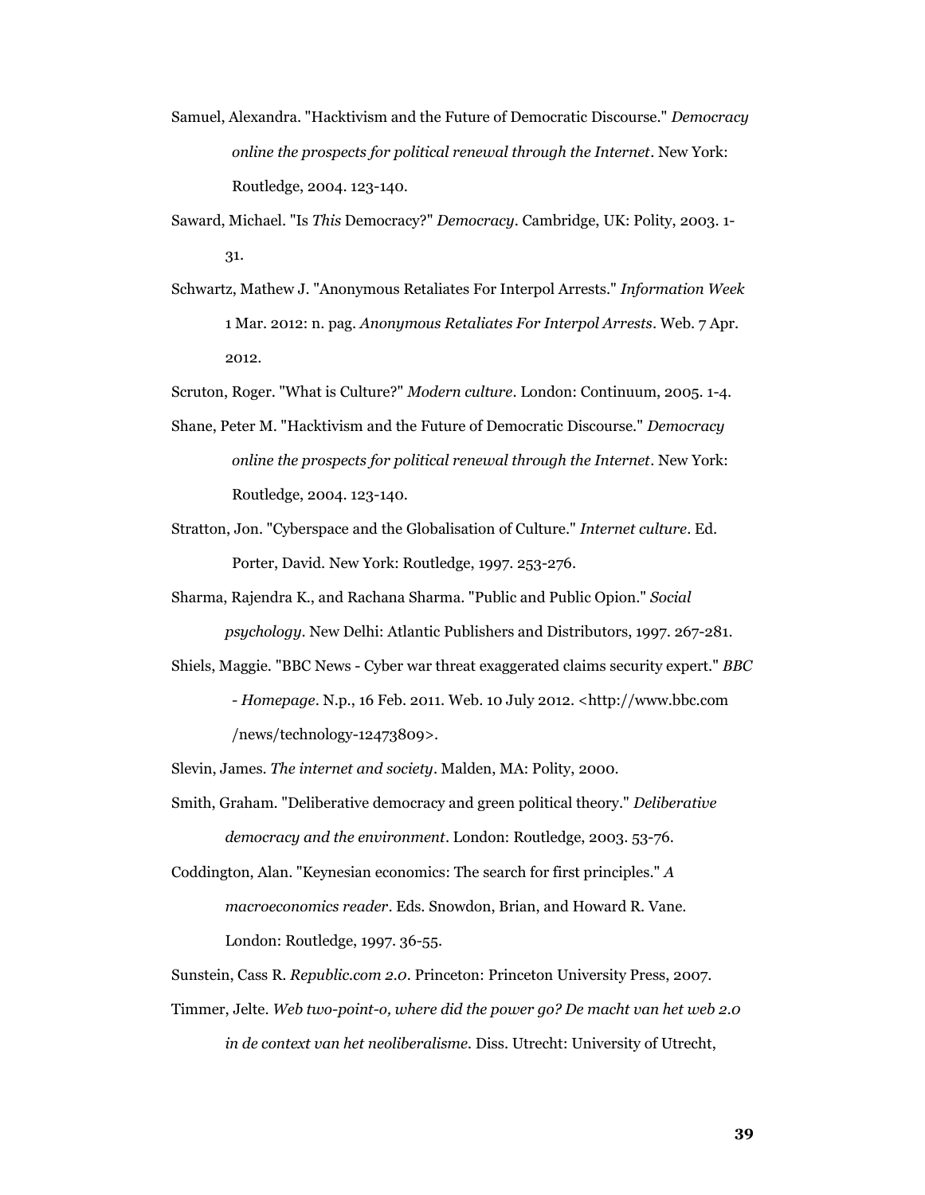Samuel, Alexandra. "Hacktivism and the Future of Democratic Discourse." *Democracy online the prospects for political renewal through the Internet*. New York: Routledge, 2004. 123-140.

Saward, Michael. "Is *This* Democracy?" *Democracy*. Cambridge, UK: Polity, 2003. 1-31.

Schwartz, Mathew J. "Anonymous Retaliates For Interpol Arrests." *Information Week* 1 Mar. 2012: n. pag. *Anonymous Retaliates For Interpol Arrests*. Web. 7 Apr. 2012.

Scruton, Roger. "What is Culture?" *Modern culture*. London: Continuum, 2005. 1-4.

Shane, Peter M. "Hacktivism and the Future of Democratic Discourse." *Democracy online the prospects for political renewal through the Internet*. New York: Routledge, 2004. 123-140.

Stratton, Jon. "Cyberspace and the Globalisation of Culture." *Internet culture*. Ed. Porter, David. New York: Routledge, 1997. 253-276.

Sharma, Rajendra K., and Rachana Sharma. "Public and Public Opion." *Social psychology*. New Delhi: Atlantic Publishers and Distributors, 1997. 267-281.

Shiels, Maggie. "BBC News - Cyber war threat exaggerated claims security expert." *BBC - Homepage*. N.p., 16 Feb. 2011. Web. 10 July 2012. <http://www.bbc.com /news/technology-12473809>.

Slevin, James. *The internet and society*. Malden, MA: Polity, 2000.

Smith, Graham. "Deliberative democracy and green political theory." *Deliberative democracy and the environment*. London: Routledge, 2003. 53-76.

Coddington, Alan. "Keynesian economics: The search for first principles." *A macroeconomics reader*. Eds. Snowdon, Brian, and Howard R. Vane. London: Routledge, 1997. 36-55.

Sunstein, Cass R. *Republic.com 2.0*. Princeton: Princeton University Press, 2007.

Timmer, Jelte. *Web two-point-o, where did the power go? De macht van het web 2.0 in de context van het neoliberalisme.* Diss. Utrecht: University of Utrecht,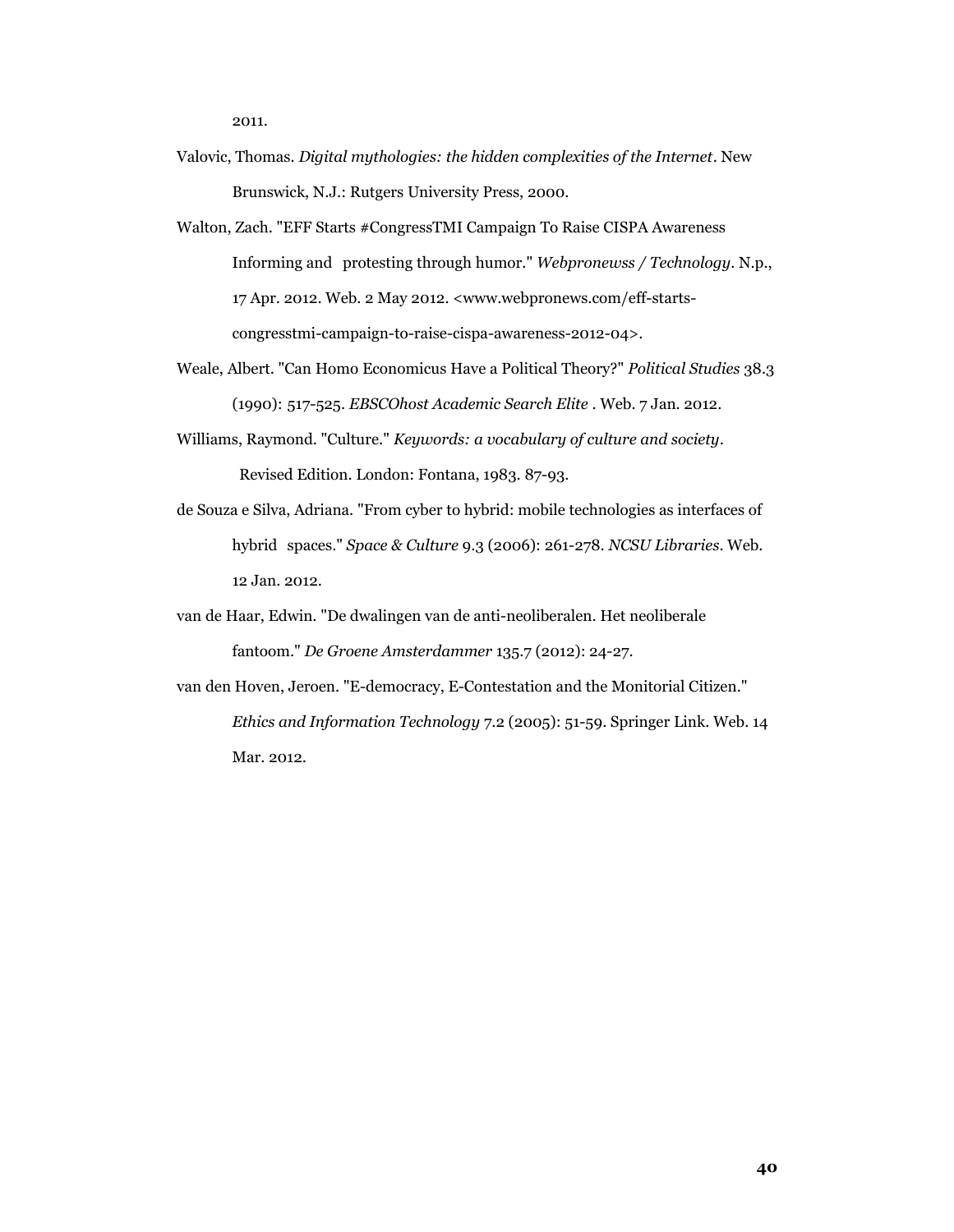2011.

Valovic, Thomas. *Digital mythologies: the hidden complexities of the Internet*. New Brunswick, N.J.: Rutgers University Press, 2000.

Walton, Zach. "EFF Starts #CongressTMI Campaign To Raise CISPA Awareness Informing and protesting through humor." *Webpronewss / Technology*. N.p., 17 Apr. 2012. Web. 2 May 2012. <www.webpronews.com/eff-starts-congresstmi-campaign-to-raise-cispa-awareness-2012-04>.

Weale, Albert. "Can Homo Economicus Have a Political Theory?" *Political Studies* 38.3 (1990): 517-525. *EBSCOhost Academic Search Elite* . Web. 7 Jan. 2012.

Williams, Raymond. "Culture." *Keywords: a vocabulary of culture and society*. Revised Edition. London: Fontana, 1983. 87-93.

de Souza e Silva, Adriana. "From cyber to hybrid: mobile technologies as interfaces of hybrid spaces." *Space & Culture* 9.3 (2006): 261-278. *NCSU Libraries*. Web. 12 Jan. 2012.

van de Haar, Edwin. "De dwalingen van de anti-neoliberalen. Het neoliberale fantoom." *De Groene Amsterdammer* 135.7 (2012): 24-27.

van den Hoven, Jeroen. "E-democracy, E-Contestation and the Monitorial Citizen." *Ethics and Information Technology* 7.2 (2005): 51-59. Springer Link. Web. 14 Mar. 2012.